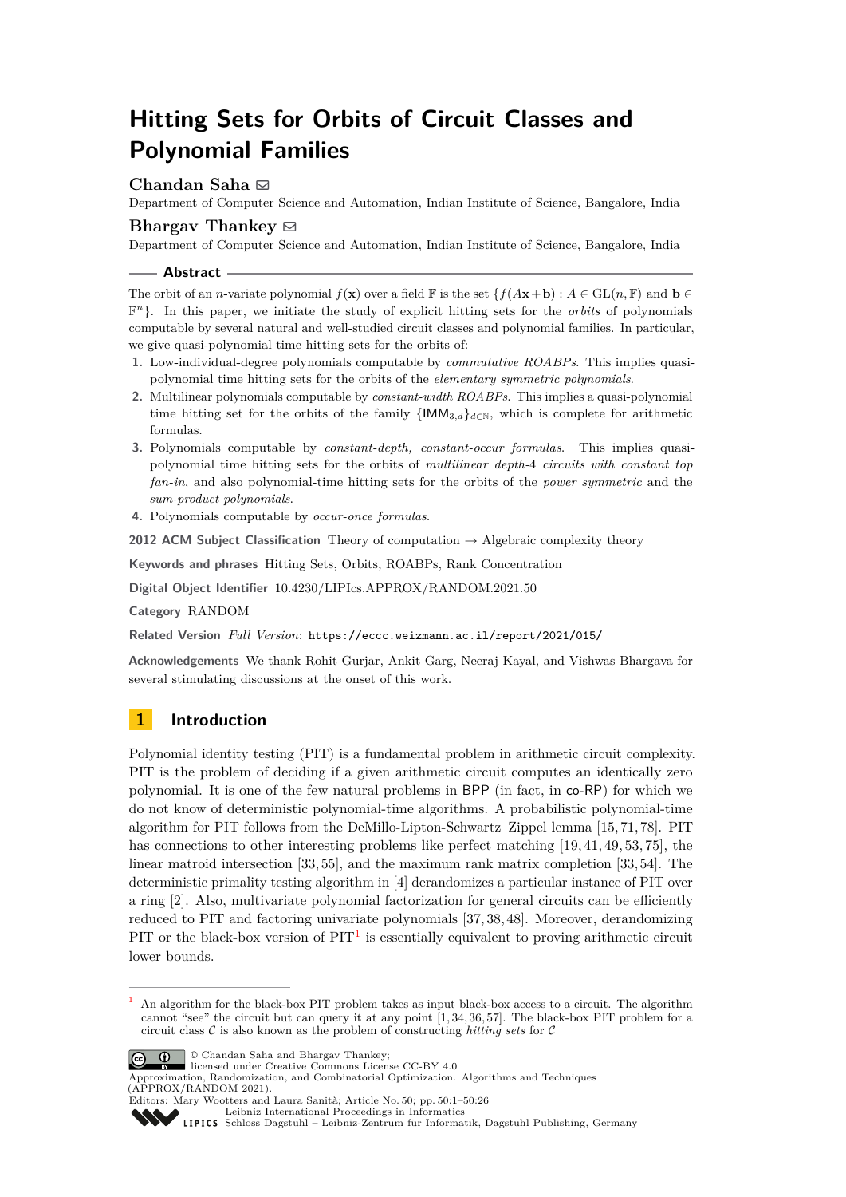# Hitting Sets for Orbits of Circuit Classes and Polynomial Families

**Chandan Saha**
Department of Computer Science and Automation, Indian Institute of Science, Bangalore, India

**Bhargav Thankey**
Department of Computer Science and Automation, Indian Institute of Science, Bangalore, India

## Abstract

The orbit of an $n$-variate polynomial $f(\mathbf{x})$ over a field $\mathbb{F}$ is the set $\{f(A\mathbf{x}+\mathbf{b}) : A \in \mathrm{GL}(n,\mathbb{F})$ and $\mathbf{b} \in \mathbb{F}^n\}$. In this paper, we initiate the study of explicit hitting sets for the *orbits* of polynomials computable by several natural and well-studied circuit classes and polynomial families. In particular, we give quasi-polynomial time hitting sets for the orbits of:

1. Low-individual-degree polynomials computable by *commutative ROABPs*. This implies quasi-polynomial time hitting sets for the orbits of the *elementary symmetric polynomials*.
2. Multilinear polynomials computable by *constant-width ROABPs*. This implies a quasi-polynomial time hitting set for the orbits of the family $\{\mathsf{IMM}_{3,d}\}_{d\in\mathbb{N}}$, which is complete for arithmetic formulas.
3. Polynomials computable by *constant-depth, constant-occur formulas*. This implies quasi-polynomial time hitting sets for the orbits of *multilinear depth-4 circuits with constant top fan-in*, and also polynomial-time hitting sets for the orbits of the *power symmetric* and the *sum-product polynomials*.
4. Polynomials computable by *occur-once formulas*.

**2012 ACM Subject Classification** Theory of computation → Algebraic complexity theory

**Keywords and phrases** Hitting Sets, Orbits, ROABPs, Rank Concentration

**Digital Object Identifier** 10.4230/LIPIcs.APPROX/RANDOM.2021.50

**Category** RANDOM

**Related Version** *Full Version*: https://eccc.weizmann.ac.il/report/2021/015/

**Acknowledgements** We thank Rohit Gurjar, Ankit Garg, Neeraj Kayal, and Vishwas Bhargava for several stimulating discussions at the onset of this work.

## 1 Introduction

Polynomial identity testing (PIT) is a fundamental problem in arithmetic circuit complexity. PIT is the problem of deciding if a given arithmetic circuit computes an identically zero polynomial. It is one of the few natural problems in BPP (in fact, in co-RP) for which we do not know of deterministic polynomial-time algorithms. A probabilistic polynomial-time algorithm for PIT follows from the DeMillo-Lipton-Schwartz–Zippel lemma [15, 71, 78]. PIT has connections to other interesting problems like perfect matching [19, 41, 49, 53, 75], the linear matroid intersection [33, 55], and the maximum rank matrix completion [33, 54]. The deterministic primality testing algorithm in [4] derandomizes a particular instance of PIT over a ring [2]. Also, multivariate polynomial factorization for general circuits can be efficiently reduced to PIT and factoring univariate polynomials [37, 38, 48]. Moreover, derandomizing PIT or the black-box version of PIT[1] is essentially equivalent to proving arithmetic circuit lower bounds.

[1] An algorithm for the black-box PIT problem takes as input black-box access to a circuit. The algorithm cannot "see" the circuit but can query it at any point [1, 34, 36, 57]. The black-box PIT problem for a circuit class $\mathcal{C}$ is also known as the problem of constructing *hitting sets* for $\mathcal{C}$

© Chandan Saha and Bhargav Thankey; licensed under Creative Commons License CC-BY 4.0
Approximation, Randomization, and Combinatorial Optimization. Algorithms and Techniques (APPROX/RANDOM 2021).
Editors: Mary Wootters and Laura Sanità; Article No. 50; pp. 50:1–50:26
Leibniz International Proceedings in Informatics
Schloss Dagstuhl – Leibniz-Zentrum für Informatik, Dagstuhl Publishing, Germany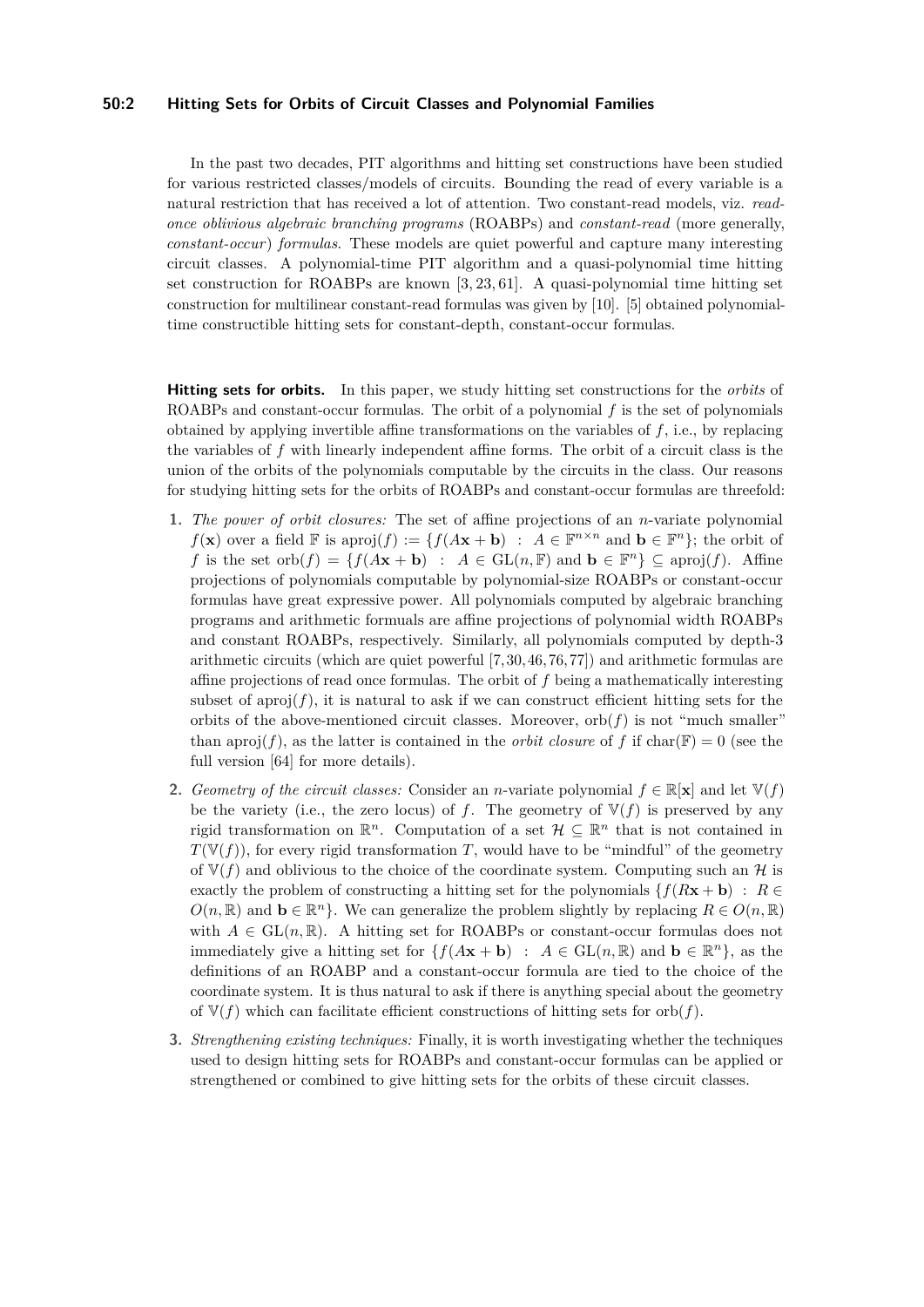In the past two decades, PIT algorithms and hitting set constructions have been studied for various restricted classes/models of circuits. Bounding the read of every variable is a natural restriction that has received a lot of attention. Two constant-read models, viz. *read-once oblivious algebraic branching programs* (ROABPs) and *constant-read* (more generally, *constant-occur*) *formulas*. These models are quiet powerful and capture many interesting circuit classes. A polynomial-time PIT algorithm and a quasi-polynomial time hitting set construction for ROABPs are known [3, 23, 61]. A quasi-polynomial time hitting set construction for multilinear constant-read formulas was given by [10]. [5] obtained polynomial-time constructible hitting sets for constant-depth, constant-occur formulas.

**Hitting sets for orbits.** In this paper, we study hitting set constructions for the *orbits* of ROABPs and constant-occur formulas. The orbit of a polynomial $f$ is the set of polynomials obtained by applying invertible affine transformations on the variables of $f$, i.e., by replacing the variables of $f$ with linearly independent affine forms. The orbit of a circuit class is the union of the orbits of the polynomials computable by the circuits in the class. Our reasons for studying hitting sets for the orbits of ROABPs and constant-occur formulas are threefold:

1. *The power of orbit closures:* The set of affine projections of an $n$-variate polynomial $f(\mathbf{x})$ over a field $\mathbb{F}$ is $\text{aproj}(f) := \{f(A\mathbf{x} + \mathbf{b}) \ : \ A \in \mathbb{F}^{n\times n} \text{ and } \mathbf{b} \in \mathbb{F}^n\}$; the orbit of $f$ is the set $\text{orb}(f) = \{f(A\mathbf{x} + \mathbf{b}) \ : \ A \in \text{GL}(n, \mathbb{F}) \text{ and } \mathbf{b} \in \mathbb{F}^n\} \subseteq \text{aproj}(f)$. Affine projections of polynomials computable by polynomial-size ROABPs or constant-occur formulas have great expressive power. All polynomials computed by algebraic branching programs and arithmetic formuals are affine projections of polynomial width ROABPs and constant ROABPs, respectively. Similarly, all polynomials computed by depth-3 arithmetic circuits (which are quiet powerful [7, 30, 46, 76, 77]) and arithmetic formulas are affine projections of read once formulas. The orbit of $f$ being a mathematically interesting subset of $\text{aproj}(f)$, it is natural to ask if we can construct efficient hitting sets for the orbits of the above-mentioned circuit classes. Moreover, $\text{orb}(f)$ is not "much smaller" than $\text{aproj}(f)$, as the latter is contained in the *orbit closure* of $f$ if $\text{char}(\mathbb{F}) = 0$ (see the full version [64] for more details).
2. *Geometry of the circuit classes:* Consider an $n$-variate polynomial $f \in \mathbb{R}[\mathbf{x}]$ and let $\mathbb{V}(f)$ be the variety (i.e., the zero locus) of $f$. The geometry of $\mathbb{V}(f)$ is preserved by any rigid transformation on $\mathbb{R}^n$. Computation of a set $\mathcal{H} \subseteq \mathbb{R}^n$ that is not contained in $T(\mathbb{V}(f))$, for every rigid transformation $T$, would have to be "mindful" of the geometry of $\mathbb{V}(f)$ and oblivious to the choice of the coordinate system. Computing such an $\mathcal{H}$ is exactly the problem of constructing a hitting set for the polynomials $\{f(R\mathbf{x} + \mathbf{b}) \ : \ R \in O(n, \mathbb{R}) \text{ and } \mathbf{b} \in \mathbb{R}^n\}$. We can generalize the problem slightly by replacing $R \in O(n, \mathbb{R})$ with $A \in \text{GL}(n, \mathbb{R})$. A hitting set for ROABPs or constant-occur formulas does not immediately give a hitting set for $\{f(A\mathbf{x} + \mathbf{b}) \ : \ A \in \text{GL}(n, \mathbb{R}) \text{ and } \mathbf{b} \in \mathbb{R}^n\}$, as the definitions of an ROABP and a constant-occur formula are tied to the choice of the coordinate system. It is thus natural to ask if there is anything special about the geometry of $\mathbb{V}(f)$ which can facilitate efficient constructions of hitting sets for $\text{orb}(f)$.
3. *Strengthening existing techniques:* Finally, it is worth investigating whether the techniques used to design hitting sets for ROABPs and constant-occur formulas can be applied or strengthened or combined to give hitting sets for the orbits of these circuit classes.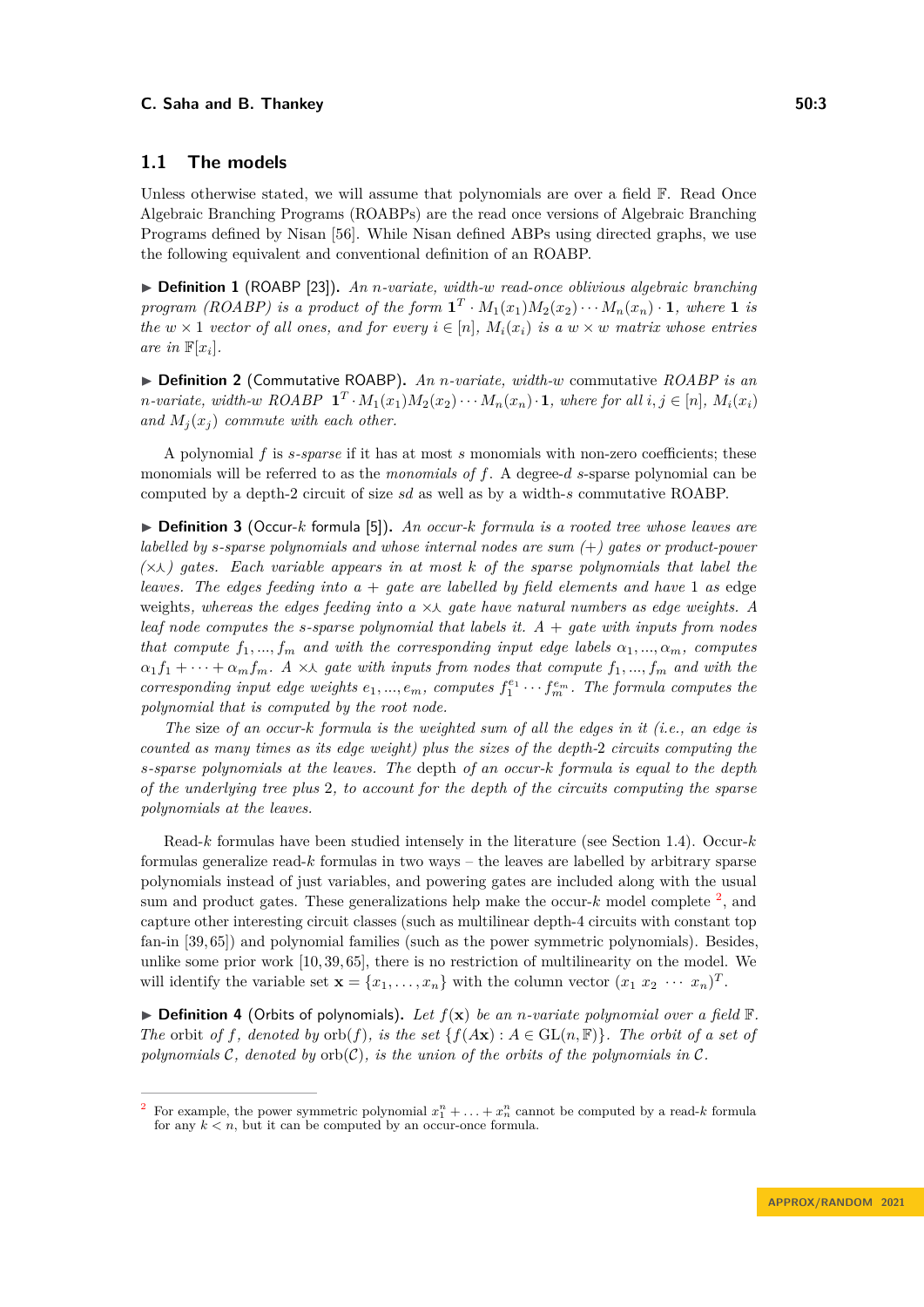## 1.1 The models

Unless otherwise stated, we will assume that polynomials are over a field $\mathbb{F}$. Read Once Algebraic Branching Programs (ROABPs) are the read once versions of Algebraic Branching Programs defined by Nisan [56]. While Nisan defined ABPs using directed graphs, we use the following equivalent and conventional definition of an ROABP.

▶ **Definition 1** (ROABP [23]). *An $n$-variate, width-$w$ read-once oblivious algebraic branching program (ROABP) is a product of the form $\mathbf{1}^T \cdot M_1(x_1)M_2(x_2)\cdots M_n(x_n)\cdot \mathbf{1}$, where $\mathbf{1}$ is the $w \times 1$ vector of all ones, and for every $i \in [n]$, $M_i(x_i)$ is a $w \times w$ matrix whose entries are in $\mathbb{F}[x_i]$.*

▶ **Definition 2** (Commutative ROABP). *An $n$-variate, width-$w$* commutative *ROABP is an $n$-variate, width-$w$ ROABP $\mathbf{1}^T \cdot M_1(x_1)M_2(x_2)\cdots M_n(x_n)\cdot \mathbf{1}$, where for all $i, j \in [n]$, $M_i(x_i)$ and $M_j(x_j)$ commute with each other.*

A polynomial $f$ is *$s$-sparse* if it has at most $s$ monomials with non-zero coefficients; these monomials will be referred to as the *monomials of $f$*. A degree-$d$ $s$-sparse polynomial can be computed by a depth-2 circuit of size $sd$ as well as by a width-$s$ commutative ROABP.

▶ **Definition 3** (Occur-$k$ formula [5]). *An occur-$k$ formula is a rooted tree whose leaves are labelled by $s$-sparse polynomials and whose internal nodes are sum $(+)$ gates or product-power $(\times\curlywedge)$ gates. Each variable appears in at most $k$ of the sparse polynomials that label the leaves. The edges feeding into a $+$ gate are labelled by field elements and have 1 as* edge weights*, whereas the edges feeding into a $\times\curlywedge$ gate have natural numbers as edge weights. A leaf node computes the $s$-sparse polynomial that labels it. A $+$ gate with inputs from nodes that compute $f_1, ..., f_m$ and with the corresponding input edge labels $\alpha_1, ..., \alpha_m$, computes $\alpha_1 f_1 + \cdots + \alpha_m f_m$. A $\times\curlywedge$ gate with inputs from nodes that compute $f_1, ..., f_m$ and with the corresponding input edge weights $e_1, ..., e_m$, computes $f_1^{e_1}\cdots f_m^{e_m}$. The formula computes the polynomial that is computed by the root node.*

*The* size *of an occur-$k$ formula is the weighted sum of all the edges in it (i.e., an edge is counted as many times as its edge weight) plus the sizes of the depth-2 circuits computing the $s$-sparse polynomials at the leaves. The* depth *of an occur-$k$ formula is equal to the depth of the underlying tree plus 2, to account for the depth of the circuits computing the sparse polynomials at the leaves.*

Read-$k$ formulas have been studied intensely in the literature (see Section 1.4). Occur-$k$ formulas generalize read-$k$ formulas in two ways – the leaves are labelled by arbitrary sparse polynomials instead of just variables, and powering gates are included along with the usual sum and product gates. These generalizations help make the occur-$k$ model complete [2], and capture other interesting circuit classes (such as multilinear depth-4 circuits with constant top fan-in [39, 65]) and polynomial families (such as the power symmetric polynomials). Besides, unlike some prior work [10, 39, 65], there is no restriction of multilinearity on the model. We will identify the variable set $\mathbf{x} = \{x_1, \ldots, x_n\}$ with the column vector $(x_1\ x_2\ \cdots\ x_n)^T$.

▶ **Definition 4** (Orbits of polynomials). *Let $f(\mathbf{x})$ be an $n$-variate polynomial over a field $\mathbb{F}$. The* orbit *of $f$, denoted by $\text{orb}(f)$, is the set $\{f(A\mathbf{x}) : A \in \text{GL}(n, \mathbb{F})\}$. The orbit of a set of polynomials $\mathcal{C}$, denoted by $\text{orb}(\mathcal{C})$, is the union of the orbits of the polynomials in $\mathcal{C}$.*

---

[2] For example, the power symmetric polynomial $x_1^n + \ldots + x_n^n$ cannot be computed by a read-$k$ formula for any $k < n$, but it can be computed by an occur-once formula.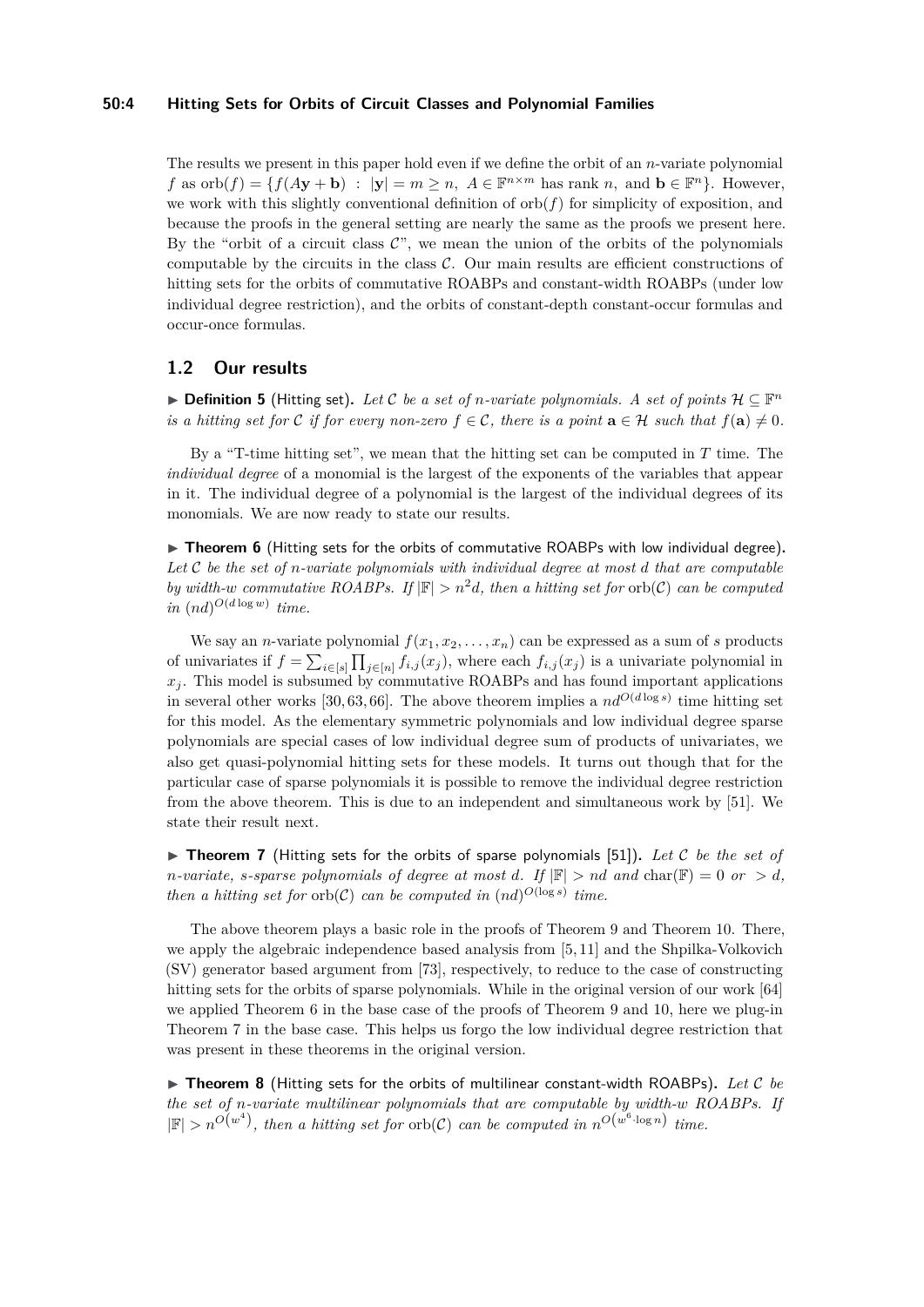The results we present in this paper hold even if we define the orbit of an $n$-variate polynomial $f$ as $\text{orb}(f) = \{f(A\mathbf{y} + \mathbf{b}) \ : \ |\mathbf{y}| = m \geq n, \ A \in \mathbb{F}^{n \times m}$ has rank $n$, and $\mathbf{b} \in \mathbb{F}^n\}$. However, we work with this slightly conventional definition of $\text{orb}(f)$ for simplicity of exposition, and because the proofs in the general setting are nearly the same as the proofs we present here. By the "orbit of a circuit class $\mathcal{C}$", we mean the union of the orbits of the polynomials computable by the circuits in the class $\mathcal{C}$. Our main results are efficient constructions of hitting sets for the orbits of commutative ROABPs and constant-width ROABPs (under low individual degree restriction), and the orbits of constant-depth constant-occur formulas and occur-once formulas.

## 1.2 Our results

▶ **Definition 5** (Hitting set)**.** *Let $\mathcal{C}$ be a set of $n$-variate polynomials. A set of points $\mathcal{H} \subseteq \mathbb{F}^n$ is a hitting set for $\mathcal{C}$ if for every non-zero $f \in \mathcal{C}$, there is a point $\mathbf{a} \in \mathcal{H}$ such that $f(\mathbf{a}) \neq 0$.*

By a "T-time hitting set", we mean that the hitting set can be computed in $T$ time. The *individual degree* of a monomial is the largest of the exponents of the variables that appear in it. The individual degree of a polynomial is the largest of the individual degrees of its monomials. We are now ready to state our results.

▶ **Theorem 6** (Hitting sets for the orbits of commutative ROABPs with low individual degree)**.** *Let $\mathcal{C}$ be the set of $n$-variate polynomials with individual degree at most $d$ that are computable by width-$w$ commutative ROABPs. If $|\mathbb{F}| > n^2 d$, then a hitting set for $\text{orb}(\mathcal{C})$ can be computed in $(nd)^{O(d \log w)}$ time.*

We say an $n$-variate polynomial $f(x_1, x_2, \ldots, x_n)$ can be expressed as a sum of $s$ products of univariates if $f = \sum_{i \in [s]} \prod_{j \in [n]} f_{i,j}(x_j)$, where each $f_{i,j}(x_j)$ is a univariate polynomial in $x_j$. This model is subsumed by commutative ROABPs and has found important applications in several other works [30, 63, 66]. The above theorem implies a $nd^{O(d \log s)}$ time hitting set for this model. As the elementary symmetric polynomials and low individual degree sparse polynomials are special cases of low individual degree sum of products of univariates, we also get quasi-polynomial hitting sets for these models. It turns out though that for the particular case of sparse polynomials it is possible to remove the individual degree restriction from the above theorem. This is due to an independent and simultaneous work by [51]. We state their result next.

▶ **Theorem 7** (Hitting sets for the orbits of sparse polynomials [51])**.** *Let $\mathcal{C}$ be the set of $n$-variate, $s$-sparse polynomials of degree at most $d$. If $|\mathbb{F}| > nd$ and $\text{char}(\mathbb{F}) = 0$ or $> d$, then a hitting set for $\text{orb}(\mathcal{C})$ can be computed in $(nd)^{O(\log s)}$ time.*

The above theorem plays a basic role in the proofs of Theorem 9 and Theorem 10. There, we apply the algebraic independence based analysis from [5, 11] and the Shpilka-Volkovich (SV) generator based argument from [73], respectively, to reduce to the case of constructing hitting sets for the orbits of sparse polynomials. While in the original version of our work [64] we applied Theorem 6 in the base case of the proofs of Theorem 9 and 10, here we plug-in Theorem 7 in the base case. This helps us forgo the low individual degree restriction that was present in these theorems in the original version.

▶ **Theorem 8** (Hitting sets for the orbits of multilinear constant-width ROABPs)**.** *Let $\mathcal{C}$ be the set of $n$-variate multilinear polynomials that are computable by width-$w$ ROABPs. If $|\mathbb{F}| > n^{O(w^4)}$, then a hitting set for $\text{orb}(\mathcal{C})$ can be computed in $n^{O(w^6 \cdot \log n)}$ time.*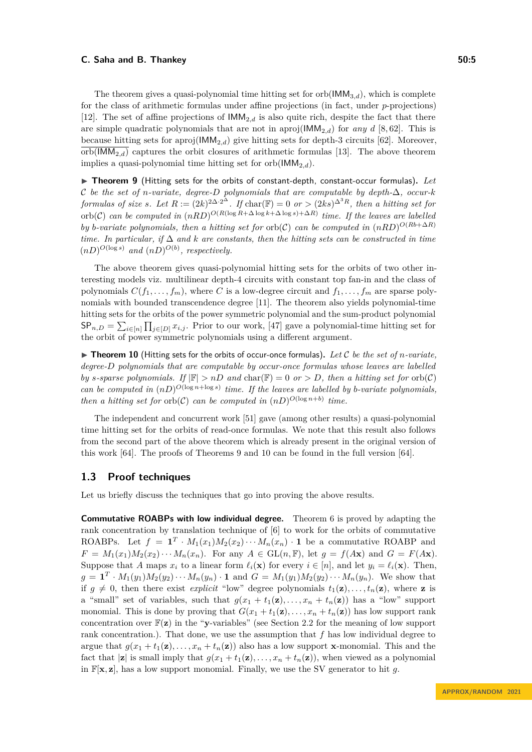The theorem gives a quasi-polynomial time hitting set for $\mathrm{orb}(\mathsf{IMM}_{3,d})$, which is complete for the class of arithmetic formulas under affine projections (in fact, under $p$-projections) [12]. The set of affine projections of $\mathsf{IMM}_{2,d}$ is also quite rich, despite the fact that there are simple quadratic polynomials that are not in $\mathrm{aproj}(\mathsf{IMM}_{2,d})$ for *any* $d$ [8, 62]. This is because hitting sets for $\mathrm{aproj}(\mathsf{IMM}_{2,d})$ give hitting sets for depth-3 circuits [62]. Moreover, $\overline{\mathrm{orb}(\mathsf{IMM}_{2,d})}$ captures the orbit closures of arithmetic formulas [13]. The above theorem implies a quasi-polynomial time hitting set for $\mathrm{orb}(\mathsf{IMM}_{2,d})$.

▶ **Theorem 9** (Hitting sets for the orbits of constant-depth, constant-occur formulas). *Let $\mathcal{C}$ be the set of $n$-variate, degree-$D$ polynomials that are computable by depth-$\Delta$, occur-$k$ formulas of size $s$. Let $R := (2k)^{2\Delta \cdot 2^{\Delta}}$. If $\mathrm{char}(\mathbb{F}) = 0$ or $> (2ks)^{\Delta^3 R}$, then a hitting set for $\mathrm{orb}(\mathcal{C})$ can be computed in $(nRD)^{O(R(\log R + \Delta \log k + \Delta \log s) + \Delta R)}$ time. If the leaves are labelled by $b$-variate polynomials, then a hitting set for $\mathrm{orb}(\mathcal{C})$ can be computed in $(nRD)^{O(Rb + \Delta R)}$ time. In particular, if $\Delta$ and $k$ are constants, then the hitting sets can be constructed in time $(nD)^{O(\log s)}$ and $(nD)^{O(b)}$, respectively.*

The above theorem gives quasi-polynomial hitting sets for the orbits of two other interesting models viz. multilinear depth-4 circuits with constant top fan-in and the class of polynomials $C(f_1, \ldots, f_m)$, where $C$ is a low-degree circuit and $f_1, \ldots, f_m$ are sparse polynomials with bounded transcendence degree [11]. The theorem also yields polynomial-time hitting sets for the orbits of the power symmetric polynomial and the sum-product polynomial $\mathsf{SP}_{n,D} = \sum_{i \in [n]} \prod_{j \in [D]} x_{i,j}$. Prior to our work, [47] gave a polynomial-time hitting set for the orbit of power symmetric polynomials using a different argument.

▶ **Theorem 10** (Hitting sets for the orbits of occur-once formulas). *Let $\mathcal{C}$ be the set of $n$-variate, degree-$D$ polynomials that are computable by occur-once formulas whose leaves are labelled by $s$-sparse polynomials. If $|\mathbb{F}| > nD$ and $\mathrm{char}(\mathbb{F}) = 0$ or $> D$, then a hitting set for $\mathrm{orb}(\mathcal{C})$ can be computed in $(nD)^{O(\log n + \log s)}$ time. If the leaves are labelled by $b$-variate polynomials, then a hitting set for $\mathrm{orb}(\mathcal{C})$ can be computed in $(nD)^{O(\log n + b)}$ time.*

The independent and concurrent work [51] gave (among other results) a quasi-polynomial time hitting set for the orbits of read-once formulas. We note that this result also follows from the second part of the above theorem which is already present in the original version of this work [64]. The proofs of Theorems 9 and 10 can be found in the full version [64].

## 1.3 Proof techniques

Let us briefly discuss the techniques that go into proving the above results.

**Commutative ROABPs with low individual degree.** Theorem 6 is proved by adapting the rank concentration by translation technique of [6] to work for the orbits of commutative ROABPs. Let $f = \mathbf{1}^T \cdot M_1(x_1) M_2(x_2) \cdots M_n(x_n) \cdot \mathbf{1}$ be a commutative ROABP and $F = M_1(x_1) M_2(x_2) \cdots M_n(x_n)$. For any $A \in \mathrm{GL}(n, \mathbb{F})$, let $g = f(A\mathbf{x})$ and $G = F(A\mathbf{x})$. Suppose that $A$ maps $x_i$ to a linear form $\ell_i(\mathbf{x})$ for every $i \in [n]$, and let $y_i = \ell_i(\mathbf{x})$. Then, $g = \mathbf{1}^T \cdot M_1(y_1) M_2(y_2) \cdots M_n(y_n) \cdot \mathbf{1}$ and $G = M_1(y_1) M_2(y_2) \cdots M_n(y_n)$. We show that if $g \neq 0$, then there exist *explicit* "low" degree polynomials $t_1(\mathbf{z}), \ldots, t_n(\mathbf{z})$, where $\mathbf{z}$ is a "small" set of variables, such that $g(x_1 + t_1(\mathbf{z}), \ldots, x_n + t_n(\mathbf{z}))$ has a "low" support monomial. This is done by proving that $G(x_1 + t_1(\mathbf{z}), \ldots, x_n + t_n(\mathbf{z}))$ has low support rank concentration over $\mathbb{F}(\mathbf{z})$ in the "$\mathbf{y}$-variables" (see Section 2.2 for the meaning of low support rank concentration.). That done, we use the assumption that $f$ has low individual degree to argue that $g(x_1 + t_1(\mathbf{z}), \ldots, x_n + t_n(\mathbf{z}))$ also has a low support $\mathbf{x}$-monomial. This and the fact that $|\mathbf{z}|$ is small imply that $g(x_1 + t_1(\mathbf{z}), \ldots, x_n + t_n(\mathbf{z}))$, when viewed as a polynomial in $\mathbb{F}[\mathbf{x}, \mathbf{z}]$, has a low support monomial. Finally, we use the SV generator to hit $g$.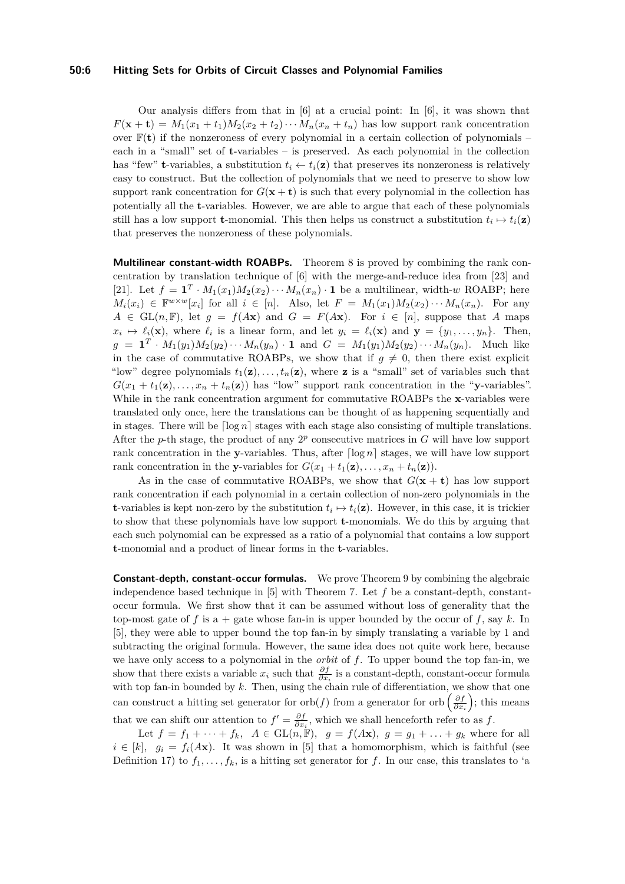Our analysis differs from that in [6] at a crucial point: In [6], it was shown that $F(\mathbf{x}+\mathbf{t}) = M_1(x_1+t_1)M_2(x_2+t_2)\cdots M_n(x_n+t_n)$ has low support rank concentration over $\mathbb{F}(\mathbf{t})$ if the nonzeroness of every polynomial in a certain collection of polynomials – each in a "small" set of $\mathbf{t}$-variables – is preserved. As each polynomial in the collection has "few" $\mathbf{t}$-variables, a substitution $t_i \leftarrow t_i(\mathbf{z})$ that preserves its nonzeroness is relatively easy to construct. But the collection of polynomials that we need to preserve to show low support rank concentration for $G(\mathbf{x}+\mathbf{t})$ is such that every polynomial in the collection has potentially all the $\mathbf{t}$-variables. However, we are able to argue that each of these polynomials still has a low support $\mathbf{t}$-monomial. This then helps us construct a substitution $t_i \mapsto t_i(\mathbf{z})$ that preserves the nonzeroness of these polynomials.

**Multilinear constant-width ROABPs.** Theorem 8 is proved by combining the rank concentration by translation technique of [6] with the merge-and-reduce idea from [23] and [21]. Let $f = \mathbf{1}^T \cdot M_1(x_1)M_2(x_2)\cdots M_n(x_n)\cdot \mathbf{1}$ be a multilinear, width-$w$ ROABP; here $M_i(x_i) \in \mathbb{F}^{w\times w}[x_i]$ for all $i \in [n]$. Also, let $F = M_1(x_1)M_2(x_2)\cdots M_n(x_n)$. For any $A \in \mathrm{GL}(n,\mathbb{F})$, let $g = f(A\mathbf{x})$ and $G = F(A\mathbf{x})$. For $i \in [n]$, suppose that $A$ maps $x_i \mapsto \ell_i(\mathbf{x})$, where $\ell_i$ is a linear form, and let $y_i = \ell_i(\mathbf{x})$ and $\mathbf{y} = \{y_1,\ldots,y_n\}$. Then, $g = \mathbf{1}^T \cdot M_1(y_1)M_2(y_2)\cdots M_n(y_n)\cdot \mathbf{1}$ and $G = M_1(y_1)M_2(y_2)\cdots M_n(y_n)$. Much like in the case of commutative ROABPs, we show that if $g \neq 0$, then there exist explicit "low" degree polynomials $t_1(\mathbf{z}),\ldots,t_n(\mathbf{z})$, where $\mathbf{z}$ is a "small" set of variables such that $G(x_1+t_1(\mathbf{z}),\ldots,x_n+t_n(\mathbf{z}))$ has "low" support rank concentration in the "$\mathbf{y}$-variables". While in the rank concentration argument for commutative ROABPs the $\mathbf{x}$-variables were translated only once, here the translations can be thought of as happening sequentially and in stages. There will be $\lceil \log n \rceil$ stages with each stage also consisting of multiple translations. After the $p$-th stage, the product of any $2^p$ consecutive matrices in $G$ will have low support rank concentration in the $\mathbf{y}$-variables. Thus, after $\lceil \log n \rceil$ stages, we will have low support rank concentration in the $\mathbf{y}$-variables for $G(x_1+t_1(\mathbf{z}),\ldots,x_n+t_n(\mathbf{z}))$.

As in the case of commutative ROABPs, we show that $G(\mathbf{x}+\mathbf{t})$ has low support rank concentration if each polynomial in a certain collection of non-zero polynomials in the $\mathbf{t}$-variables is kept non-zero by the substitution $t_i \mapsto t_i(\mathbf{z})$. However, in this case, it is trickier to show that these polynomials have low support $\mathbf{t}$-monomials. We do this by arguing that each such polynomial can be expressed as a ratio of a polynomial that contains a low support $\mathbf{t}$-monomial and a product of linear forms in the $\mathbf{t}$-variables.

**Constant-depth, constant-occur formulas.** We prove Theorem 9 by combining the algebraic independence based technique in [5] with Theorem 7. Let $f$ be a constant-depth, constant-occur formula. We first show that it can be assumed without loss of generality that the top-most gate of $f$ is a + gate whose fan-in is upper bounded by the occur of $f$, say $k$. In [5], they were able to upper bound the top fan-in by simply translating a variable by 1 and subtracting the original formula. However, the same idea does not quite work here, because we have only access to a polynomial in the *orbit* of $f$. To upper bound the top fan-in, we show that there exists a variable $x_i$ such that $\frac{\partial f}{\partial x_i}$ is a constant-depth, constant-occur formula with top fan-in bounded by $k$. Then, using the chain rule of differentiation, we show that one can construct a hitting set generator for $\mathrm{orb}(f)$ from a generator for $\mathrm{orb}\left(\frac{\partial f}{\partial x_i}\right)$; this means that we can shift our attention to $f' = \frac{\partial f}{\partial x_i}$, which we shall henceforth refer to as $f$.

Let $f = f_1 + \cdots + f_k$, $A \in \mathrm{GL}(n,\mathbb{F})$, $g = f(A\mathbf{x})$, $g = g_1 + \ldots + g_k$ where for all $i \in [k]$, $g_i = f_i(A\mathbf{x})$. It was shown in [5] that a homomorphism, which is faithful (see Definition 17) to $f_1,\ldots,f_k$, is a hitting set generator for $f$. In our case, this translates to 'a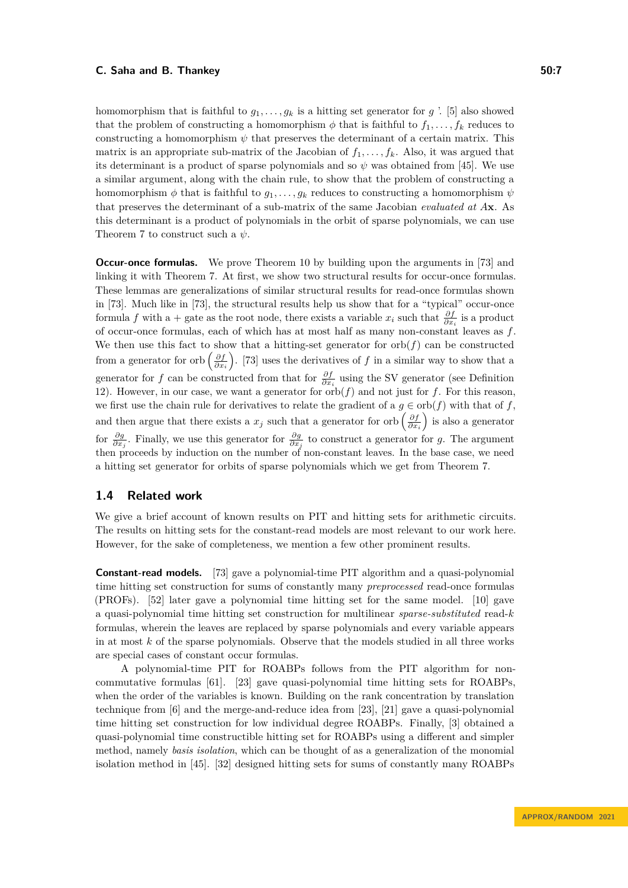homomorphism that is faithful to $g_1, \ldots, g_k$ is a hitting set generator for $g$ ˙. [5] also showed that the problem of constructing a homomorphism $\phi$ that is faithful to $f_1, \ldots, f_k$ reduces to constructing a homomorphism $\psi$ that preserves the determinant of a certain matrix. This matrix is an appropriate sub-matrix of the Jacobian of $f_1, \ldots, f_k$. Also, it was argued that its determinant is a product of sparse polynomials and so $\psi$ was obtained from [45]. We use a similar argument, along with the chain rule, to show that the problem of constructing a homomorphism $\phi$ that is faithful to $g_1, \ldots, g_k$ reduces to constructing a homomorphism $\psi$ that preserves the determinant of a sub-matrix of the same Jacobian *evaluated at* $A\mathbf{x}$. As this determinant is a product of polynomials in the orbit of sparse polynomials, we can use Theorem 7 to construct such a $\psi$.

**Occur-once formulas.** We prove Theorem 10 by building upon the arguments in [73] and linking it with Theorem 7. At first, we show two structural results for occur-once formulas. These lemmas are generalizations of similar structural results for read-once formulas shown in [73]. Much like in [73], the structural results help us show that for a "typical" occur-once formula $f$ with a $+$ gate as the root node, there exists a variable $x_i$ such that $\frac{\partial f}{\partial x_i}$ is a product of occur-once formulas, each of which has at most half as many non-constant leaves as $f$. We then use this fact to show that a hitting-set generator for $\text{orb}(f)$ can be constructed from a generator for $\text{orb}\left(\frac{\partial f}{\partial x_i}\right)$. [73] uses the derivatives of $f$ in a similar way to show that a generator for $f$ can be constructed from that for $\frac{\partial f}{\partial x_i}$ using the SV generator (see Definition 12). However, in our case, we want a generator for $\text{orb}(f)$ and not just for $f$. For this reason, we first use the chain rule for derivatives to relate the gradient of a $g \in \text{orb}(f)$ with that of $f$, and then argue that there exists a $x_j$ such that a generator for $\text{orb}\left(\frac{\partial f}{\partial x_i}\right)$ is also a generator for $\frac{\partial g}{\partial x_j}$. Finally, we use this generator for $\frac{\partial g}{\partial x_j}$ to construct a generator for $g$. The argument then proceeds by induction on the number of non-constant leaves. In the base case, we need a hitting set generator for orbits of sparse polynomials which we get from Theorem 7.

## 1.4 Related work

We give a brief account of known results on PIT and hitting sets for arithmetic circuits. The results on hitting sets for the constant-read models are most relevant to our work here. However, for the sake of completeness, we mention a few other prominent results.

**Constant-read models.** [73] gave a polynomial-time PIT algorithm and a quasi-polynomial time hitting set construction for sums of constantly many *preprocessed* read-once formulas (PROFs). [52] later gave a polynomial time hitting set for the same model. [10] gave a quasi-polynomial time hitting set construction for multilinear *sparse-substituted* read-$k$ formulas, wherein the leaves are replaced by sparse polynomials and every variable appears in at most $k$ of the sparse polynomials. Observe that the models studied in all three works are special cases of constant occur formulas.

A polynomial-time PIT for ROABPs follows from the PIT algorithm for non-commutative formulas [61]. [23] gave quasi-polynomial time hitting sets for ROABPs, when the order of the variables is known. Building on the rank concentration by translation technique from [6] and the merge-and-reduce idea from [23], [21] gave a quasi-polynomial time hitting set construction for low individual degree ROABPs. Finally, [3] obtained a quasi-polynomial time constructible hitting set for ROABPs using a different and simpler method, namely *basis isolation*, which can be thought of as a generalization of the monomial isolation method in [45]. [32] designed hitting sets for sums of constantly many ROABPs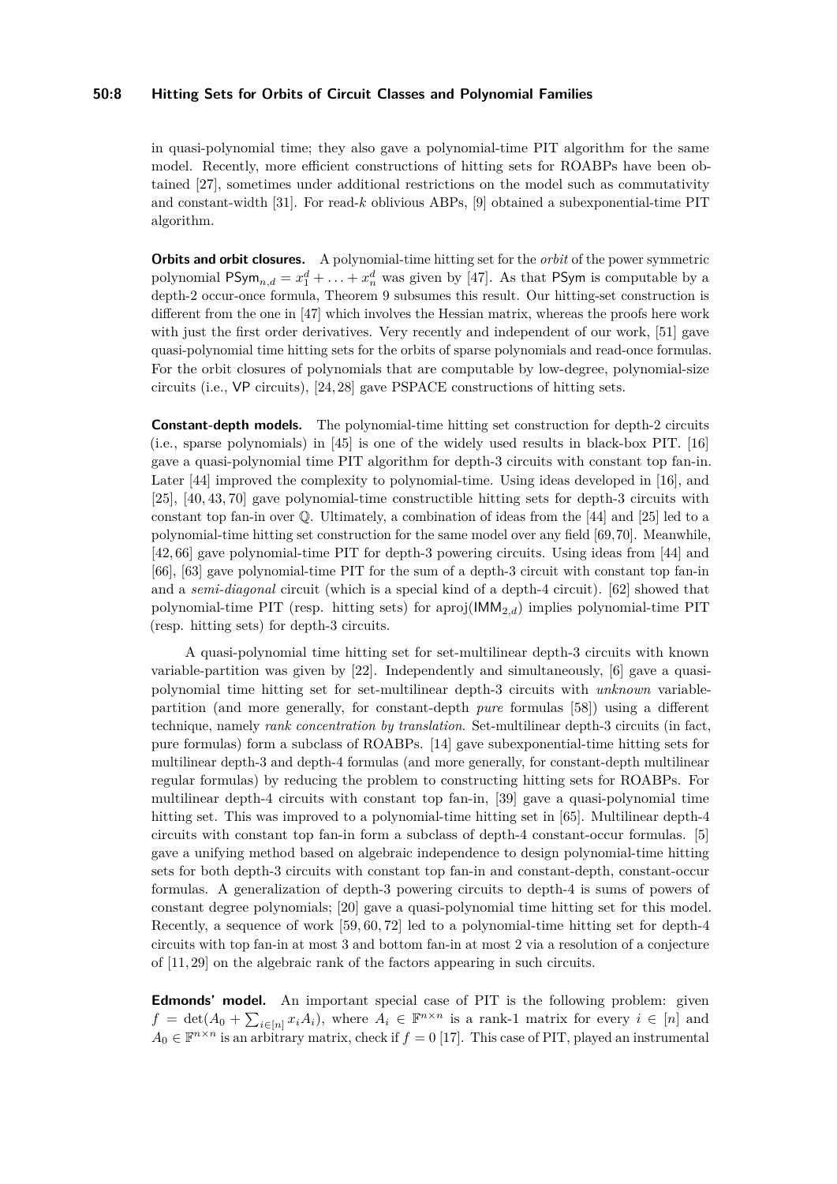in quasi-polynomial time; they also gave a polynomial-time PIT algorithm for the same model. Recently, more efficient constructions of hitting sets for ROABPs have been obtained [27], sometimes under additional restrictions on the model such as commutativity and constant-width [31]. For read-$k$ oblivious ABPs, [9] obtained a subexponential-time PIT algorithm.

**Orbits and orbit closures.** A polynomial-time hitting set for the *orbit* of the power symmetric polynomial $\mathsf{PSym}_{n,d} = x_1^d + \ldots + x_n^d$ was given by [47]. As that $\mathsf{PSym}$ is computable by a depth-2 occur-once formula, Theorem 9 subsumes this result. Our hitting-set construction is different from the one in [47] which involves the Hessian matrix, whereas the proofs here work with just the first order derivatives. Very recently and independent of our work, [51] gave quasi-polynomial time hitting sets for the orbits of sparse polynomials and read-once formulas. For the orbit closures of polynomials that are computable by low-degree, polynomial-size circuits (i.e., $\mathsf{VP}$ circuits), [24, 28] gave PSPACE constructions of hitting sets.

**Constant-depth models.** The polynomial-time hitting set construction for depth-2 circuits (i.e., sparse polynomials) in [45] is one of the widely used results in black-box PIT. [16] gave a quasi-polynomial time PIT algorithm for depth-3 circuits with constant top fan-in. Later [44] improved the complexity to polynomial-time. Using ideas developed in [16], and [25], [40, 43, 70] gave polynomial-time constructible hitting sets for depth-3 circuits with constant top fan-in over $\mathbb{Q}$. Ultimately, a combination of ideas from the [44] and [25] led to a polynomial-time hitting set construction for the same model over any field [69, 70]. Meanwhile, [42, 66] gave polynomial-time PIT for depth-3 powering circuits. Using ideas from [44] and [66], [63] gave polynomial-time PIT for the sum of a depth-3 circuit with constant top fan-in and a *semi-diagonal* circuit (which is a special kind of a depth-4 circuit). [62] showed that polynomial-time PIT (resp. hitting sets) for $\mathsf{aproj}(\mathsf{IMM}_{2,d})$ implies polynomial-time PIT (resp. hitting sets) for depth-3 circuits.

A quasi-polynomial time hitting set for set-multilinear depth-3 circuits with known variable-partition was given by [22]. Independently and simultaneously, [6] gave a quasi-polynomial time hitting set for set-multilinear depth-3 circuits with *unknown* variable-partition (and more generally, for constant-depth *pure* formulas [58]) using a different technique, namely *rank concentration by translation*. Set-multilinear depth-3 circuits (in fact, pure formulas) form a subclass of ROABPs. [14] gave subexponential-time hitting sets for multilinear depth-3 and depth-4 formulas (and more generally, for constant-depth multilinear regular formulas) by reducing the problem to constructing hitting sets for ROABPs. For multilinear depth-4 circuits with constant top fan-in, [39] gave a quasi-polynomial time hitting set. This was improved to a polynomial-time hitting set in [65]. Multilinear depth-4 circuits with constant top fan-in form a subclass of depth-4 constant-occur formulas. [5] gave a unifying method based on algebraic independence to design polynomial-time hitting sets for both depth-3 circuits with constant top fan-in and constant-depth, constant-occur formulas. A generalization of depth-3 powering circuits to depth-4 is sums of powers of constant degree polynomials; [20] gave a quasi-polynomial time hitting set for this model. Recently, a sequence of work [59, 60, 72] led to a polynomial-time hitting set for depth-4 circuits with top fan-in at most 3 and bottom fan-in at most 2 via a resolution of a conjecture of [11, 29] on the algebraic rank of the factors appearing in such circuits.

**Edmonds' model.** An important special case of PIT is the following problem: given $f = \det(A_0 + \sum_{i \in [n]} x_i A_i)$, where $A_i \in \mathbb{F}^{n \times n}$ is a rank-1 matrix for every $i \in [n]$ and $A_0 \in \mathbb{F}^{n \times n}$ is an arbitrary matrix, check if $f = 0$ [17]. This case of PIT, played an instrumental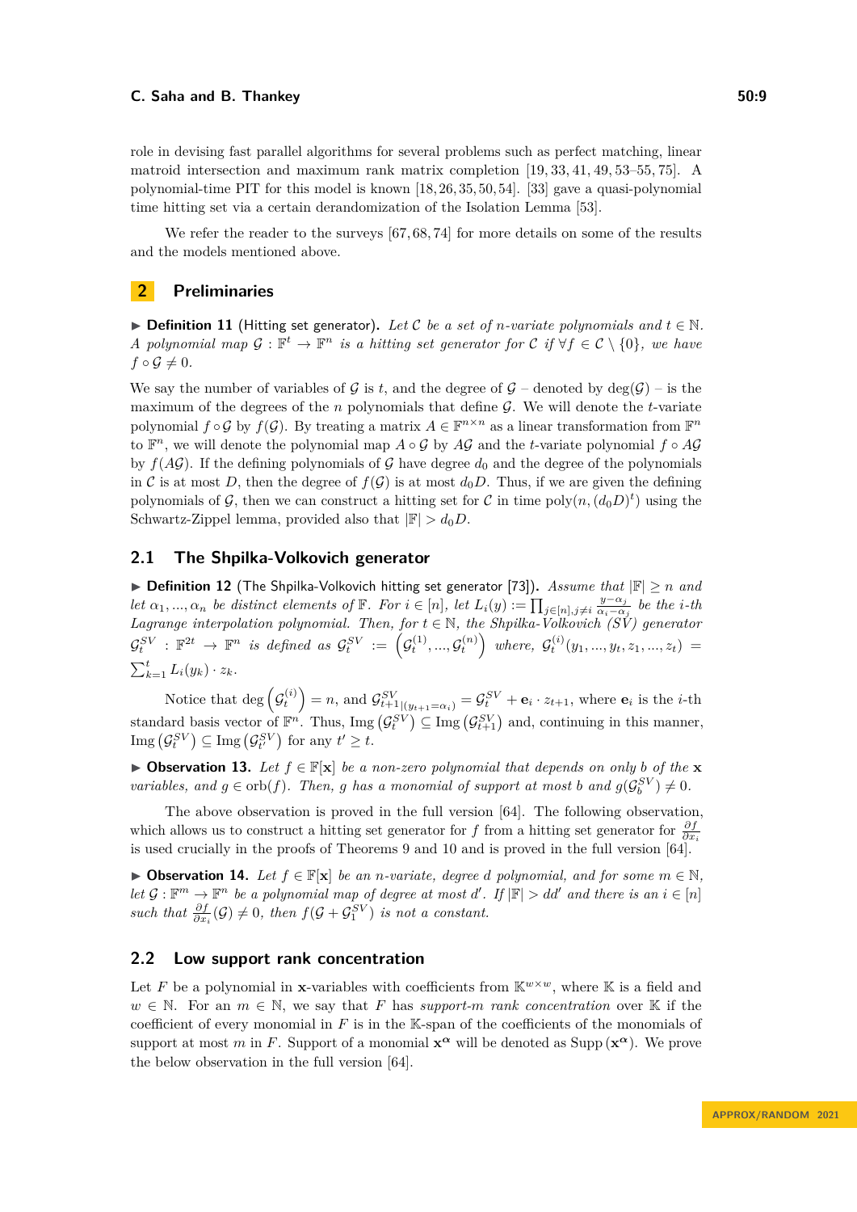role in devising fast parallel algorithms for several problems such as perfect matching, linear matroid intersection and maximum rank matrix completion [19, 33, 41, 49, 53–55, 75]. A polynomial-time PIT for this model is known [18, 26, 35, 50, 54]. [33] gave a quasi-polynomial time hitting set via a certain derandomization of the Isolation Lemma [53].

We refer the reader to the surveys [67, 68, 74] for more details on some of the results and the models mentioned above.

## 2 Preliminaries

▶ **Definition 11** (Hitting set generator). *Let $\mathcal{C}$ be a set of $n$-variate polynomials and $t \in \mathbb{N}$. A polynomial map $\mathcal{G} : \mathbb{F}^t \to \mathbb{F}^n$ is a hitting set generator for $\mathcal{C}$ if $\forall f \in \mathcal{C} \setminus \{0\}$, we have $f \circ \mathcal{G} \neq 0$.*

We say the number of variables of $\mathcal{G}$ is $t$, and the degree of $\mathcal{G}$ – denoted by $\deg(\mathcal{G})$ – is the maximum of the degrees of the $n$ polynomials that define $\mathcal{G}$. We will denote the $t$-variate polynomial $f \circ \mathcal{G}$ by $f(\mathcal{G})$. By treating a matrix $A \in \mathbb{F}^{n \times n}$ as a linear transformation from $\mathbb{F}^n$ to $\mathbb{F}^n$, we will denote the polynomial map $A \circ \mathcal{G}$ by $A\mathcal{G}$ and the $t$-variate polynomial $f \circ A\mathcal{G}$ by $f(A\mathcal{G})$. If the defining polynomials of $\mathcal{G}$ have degree $d_0$ and the degree of the polynomials in $\mathcal{C}$ is at most $D$, then the degree of $f(\mathcal{G})$ is at most $d_0 D$. Thus, if we are given the defining polynomials of $\mathcal{G}$, then we can construct a hitting set for $\mathcal{C}$ in time $\text{poly}(n, (d_0 D)^t)$ using the Schwartz-Zippel lemma, provided also that $|\mathbb{F}| > d_0 D$.

### 2.1 The Shpilka-Volkovich generator

▶ **Definition 12** (The Shpilka-Volkovich hitting set generator [73]). *Assume that $|\mathbb{F}| \geq n$ and let $\alpha_1, ..., \alpha_n$ be distinct elements of $\mathbb{F}$. For $i \in [n]$, let $L_i(y) := \prod_{j \in [n], j \neq i} \frac{y - \alpha_j}{\alpha_i - \alpha_j}$ be the $i$-th Lagrange interpolation polynomial. Then, for $t \in \mathbb{N}$, the Shpilka-Volkovich (SV) generator $\mathcal{G}_t^{SV} : \mathbb{F}^{2t} \to \mathbb{F}^n$ is defined as $\mathcal{G}_t^{SV} := \left(\mathcal{G}_t^{(1)}, ..., \mathcal{G}_t^{(n)}\right)$ where, $\mathcal{G}_t^{(i)}(y_1, ..., y_t, z_1, ..., z_t) = \sum_{k=1}^{t} L_i(y_k) \cdot z_k$.*

Notice that $\deg\left(\mathcal{G}_t^{(i)}\right) = n$, and $\mathcal{G}^{SV}_{t+1}|_{(y_{t+1} = \alpha_i)} = \mathcal{G}_t^{SV} + \mathbf{e}_i \cdot z_{t+1}$, where $\mathbf{e}_i$ is the $i$-th standard basis vector of $\mathbb{F}^n$. Thus, $\text{Img}\left(\mathcal{G}_t^{SV}\right) \subseteq \text{Img}\left(\mathcal{G}_{t+1}^{SV}\right)$ and, continuing in this manner, $\text{Img}\left(\mathcal{G}_t^{SV}\right) \subseteq \text{Img}\left(\mathcal{G}_{t'}^{SV}\right)$ for any $t' \geq t$.

▶ **Observation 13.** *Let $f \in \mathbb{F}[\mathbf{x}]$ be a non-zero polynomial that depends on only $b$ of the $\mathbf{x}$ variables, and $g \in \text{orb}(f)$. Then, $g$ has a monomial of support at most $b$ and $g(\mathcal{G}_b^{SV}) \neq 0$.*

The above observation is proved in the full version [64]. The following observation, which allows us to construct a hitting set generator for $f$ from a hitting set generator for $\frac{\partial f}{\partial x_i}$ is used crucially in the proofs of Theorems 9 and 10 and is proved in the full version [64].

▶ **Observation 14.** *Let $f \in \mathbb{F}[\mathbf{x}]$ be an $n$-variate, degree $d$ polynomial, and for some $m \in \mathbb{N}$, let $\mathcal{G} : \mathbb{F}^m \to \mathbb{F}^n$ be a polynomial map of degree at most $d'$. If $|\mathbb{F}| > dd'$ and there is an $i \in [n]$ such that $\frac{\partial f}{\partial x_i}(\mathcal{G}) \neq 0$, then $f(\mathcal{G} + \mathcal{G}_1^{SV})$ is not a constant.*

### 2.2 Low support rank concentration

Let $F$ be a polynomial in $\mathbf{x}$-variables with coefficients from $\mathbb{K}^{w \times w}$, where $\mathbb{K}$ is a field and $w \in \mathbb{N}$. For an $m \in \mathbb{N}$, we say that $F$ has *support-$m$ rank concentration* over $\mathbb{K}$ if the coefficient of every monomial in $F$ is in the $\mathbb{K}$-span of the coefficients of the monomials of support at most $m$ in $F$. Support of a monomial $\mathbf{x}^{\boldsymbol{\alpha}}$ will be denoted as $\text{Supp}\left(\mathbf{x}^{\boldsymbol{\alpha}}\right)$. We prove the below observation in the full version [64].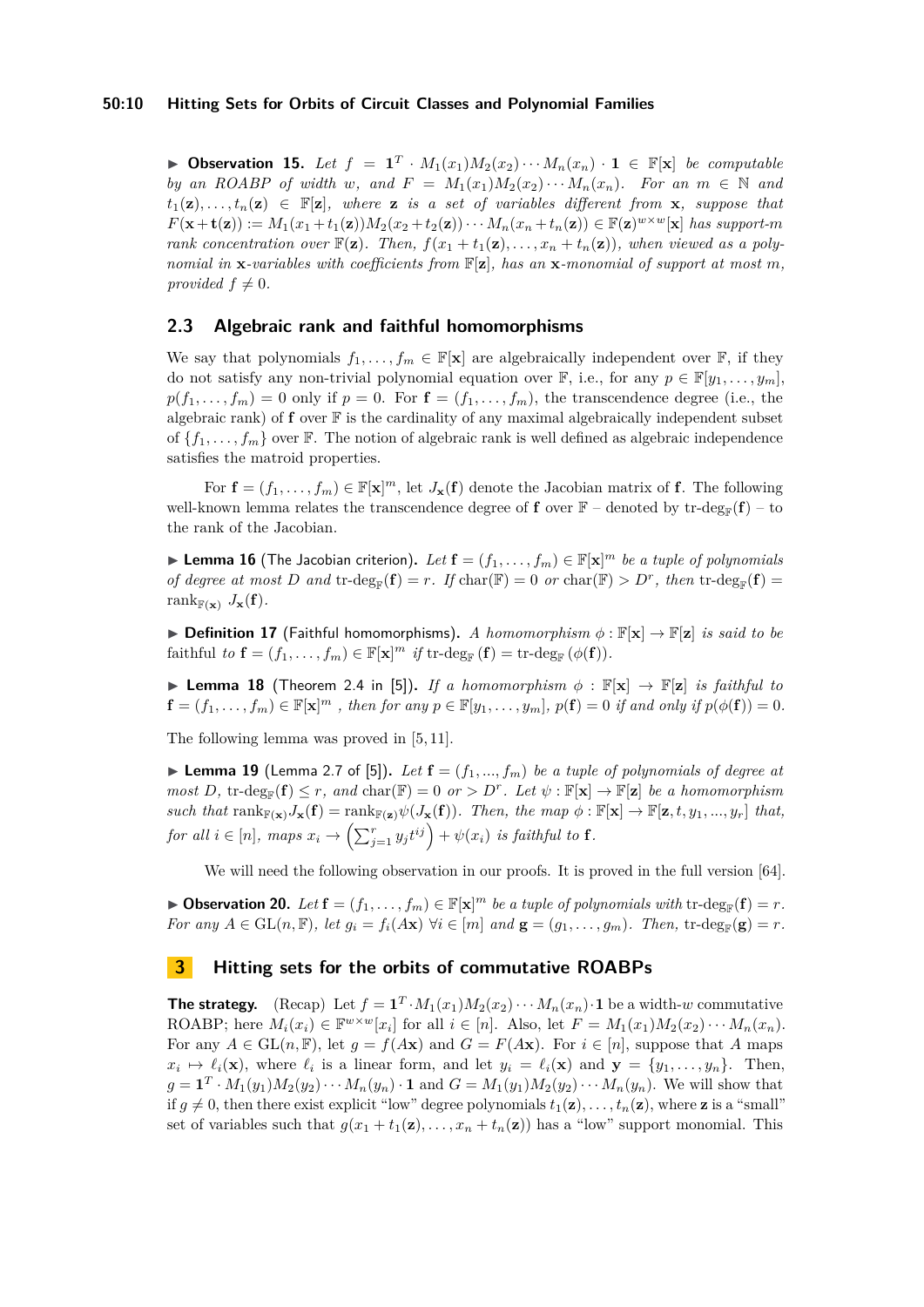▶ **Observation 15.** *Let* $f = \mathbf{1}^T \cdot M_1(x_1)M_2(x_2)\cdots M_n(x_n)\cdot \mathbf{1} \in \mathbb{F}[\mathbf{x}]$ *be computable by an ROABP of width* $w$*, and* $F = M_1(x_1)M_2(x_2)\cdots M_n(x_n)$*. For an* $m \in \mathbb{N}$ *and* $t_1(\mathbf{z}),\ldots,t_n(\mathbf{z}) \in \mathbb{F}[\mathbf{z}]$*, where* $\mathbf{z}$ *is a set of variables different from* $\mathbf{x}$*, suppose that* $F(\mathbf{x}+\mathbf{t}(\mathbf{z})) := M_1(x_1+t_1(\mathbf{z}))M_2(x_2+t_2(\mathbf{z}))\cdots M_n(x_n+t_n(\mathbf{z})) \in \mathbb{F}(\mathbf{z})^{w\times w}[\mathbf{x}]$ *has support-*$m$ *rank concentration over* $\mathbb{F}(\mathbf{z})$*. Then,* $f(x_1+t_1(\mathbf{z}),\ldots,x_n+t_n(\mathbf{z}))$*, when viewed as a polynomial in* $\mathbf{x}$*-variables with coefficients from* $\mathbb{F}[\mathbf{z}]$*, has an* $\mathbf{x}$*-monomial of support at most* $m$*, provided* $f \neq 0$*.*

## 2.3 Algebraic rank and faithful homomorphisms

We say that polynomials $f_1,\ldots,f_m \in \mathbb{F}[\mathbf{x}]$ are algebraically independent over $\mathbb{F}$, if they do not satisfy any non-trivial polynomial equation over $\mathbb{F}$, i.e., for any $p \in \mathbb{F}[y_1,\ldots,y_m]$, $p(f_1,\ldots,f_m) = 0$ only if $p = 0$. For $\mathbf{f} = (f_1,\ldots,f_m)$, the transcendence degree (i.e., the algebraic rank) of $\mathbf{f}$ over $\mathbb{F}$ is the cardinality of any maximal algebraically independent subset of $\{f_1,\ldots,f_m\}$ over $\mathbb{F}$. The notion of algebraic rank is well defined as algebraic independence satisfies the matroid properties.

For $\mathbf{f} = (f_1,\ldots,f_m) \in \mathbb{F}[\mathbf{x}]^m$, let $J_{\mathbf{x}}(\mathbf{f})$ denote the Jacobian matrix of $\mathbf{f}$. The following well-known lemma relates the transcendence degree of $\mathbf{f}$ over $\mathbb{F}$ – denoted by $\text{tr-deg}_{\mathbb{F}}(\mathbf{f})$ – to the rank of the Jacobian.

▶ **Lemma 16** (The Jacobian criterion)**.** *Let* $\mathbf{f} = (f_1,\ldots,f_m) \in \mathbb{F}[\mathbf{x}]^m$ *be a tuple of polynomials of degree at most* $D$ *and* $\text{tr-deg}_{\mathbb{F}}(\mathbf{f}) = r$*. If* $\text{char}(\mathbb{F}) = 0$ *or* $\text{char}(\mathbb{F}) > D^r$*, then* $\text{tr-deg}_{\mathbb{F}}(\mathbf{f}) = \text{rank}_{\mathbb{F}(\mathbf{x})}\, J_{\mathbf{x}}(\mathbf{f})$*.*

▶ **Definition 17** (Faithful homomorphisms)**.** *A homomorphism* $\phi : \mathbb{F}[\mathbf{x}] \to \mathbb{F}[\mathbf{z}]$ *is said to be* faithful *to* $\mathbf{f} = (f_1,\ldots,f_m) \in \mathbb{F}[\mathbf{x}]^m$ *if* $\text{tr-deg}_{\mathbb{F}}(\mathbf{f}) = \text{tr-deg}_{\mathbb{F}}(\phi(\mathbf{f}))$*.*

▶ **Lemma 18** (Theorem 2.4 in [5])**.** *If a homomorphism* $\phi : \mathbb{F}[\mathbf{x}] \to \mathbb{F}[\mathbf{z}]$ *is faithful to* $\mathbf{f} = (f_1,\ldots,f_m) \in \mathbb{F}[\mathbf{x}]^m$ *, then for any* $p \in \mathbb{F}[y_1,\ldots,y_m]$*,* $p(\mathbf{f}) = 0$ *if and only if* $p(\phi(\mathbf{f})) = 0$*.*

The following lemma was proved in [5,11].

▶ **Lemma 19** (Lemma 2.7 of [5])**.** *Let* $\mathbf{f} = (f_1,\ldots,f_m)$ *be a tuple of polynomials of degree at most* $D$*,* $\text{tr-deg}_{\mathbb{F}}(\mathbf{f}) \le r$*, and* $\text{char}(\mathbb{F}) = 0$ *or* $> D^r$*. Let* $\psi : \mathbb{F}[\mathbf{x}] \to \mathbb{F}[\mathbf{z}]$ *be a homomorphism such that* $\text{rank}_{\mathbb{F}(\mathbf{x})} J_{\mathbf{x}}(\mathbf{f}) = \text{rank}_{\mathbb{F}(\mathbf{z})} \psi(J_{\mathbf{x}}(\mathbf{f}))$*. Then, the map* $\phi : \mathbb{F}[\mathbf{x}] \to \mathbb{F}[\mathbf{z}, t, y_1,\ldots,y_r]$ *that, for all* $i \in [n]$*, maps* $x_i \to \left(\sum_{j=1}^{r} y_j t^{ij}\right) + \psi(x_i)$ *is faithful to* $\mathbf{f}$*.*

We will need the following observation in our proofs. It is proved in the full version [64].

▶ **Observation 20.** *Let* $\mathbf{f} = (f_1,\ldots,f_m) \in \mathbb{F}[\mathbf{x}]^m$ *be a tuple of polynomials with* $\text{tr-deg}_{\mathbb{F}}(\mathbf{f}) = r$*. For any* $A \in \text{GL}(n,\mathbb{F})$*, let* $g_i = f_i(A\mathbf{x})$ $\forall i \in [m]$ *and* $\mathbf{g} = (g_1,\ldots,g_m)$*. Then,* $\text{tr-deg}_{\mathbb{F}}(\mathbf{g}) = r$*.*

# 3 Hitting sets for the orbits of commutative ROABPs

**The strategy.** (Recap) Let $f = \mathbf{1}^T \cdot M_1(x_1)M_2(x_2)\cdots M_n(x_n)\cdot \mathbf{1}$ be a width-$w$ commutative ROABP; here $M_i(x_i) \in \mathbb{F}^{w\times w}[x_i]$ for all $i \in [n]$. Also, let $F = M_1(x_1)M_2(x_2)\cdots M_n(x_n)$. For any $A \in \text{GL}(n,\mathbb{F})$, let $g = f(A\mathbf{x})$ and $G = F(A\mathbf{x})$. For $i \in [n]$, suppose that $A$ maps $x_i \mapsto \ell_i(\mathbf{x})$, where $\ell_i$ is a linear form, and let $y_i = \ell_i(\mathbf{x})$ and $\mathbf{y} = \{y_1,\ldots,y_n\}$. Then, $g = \mathbf{1}^T \cdot M_1(y_1)M_2(y_2)\cdots M_n(y_n)\cdot \mathbf{1}$ and $G = M_1(y_1)M_2(y_2)\cdots M_n(y_n)$. We will show that if $g \neq 0$, then there exist explicit "low" degree polynomials $t_1(\mathbf{z}),\ldots,t_n(\mathbf{z})$, where $\mathbf{z}$ is a "small" set of variables such that $g(x_1+t_1(\mathbf{z}),\ldots,x_n+t_n(\mathbf{z}))$ has a "low" support monomial. This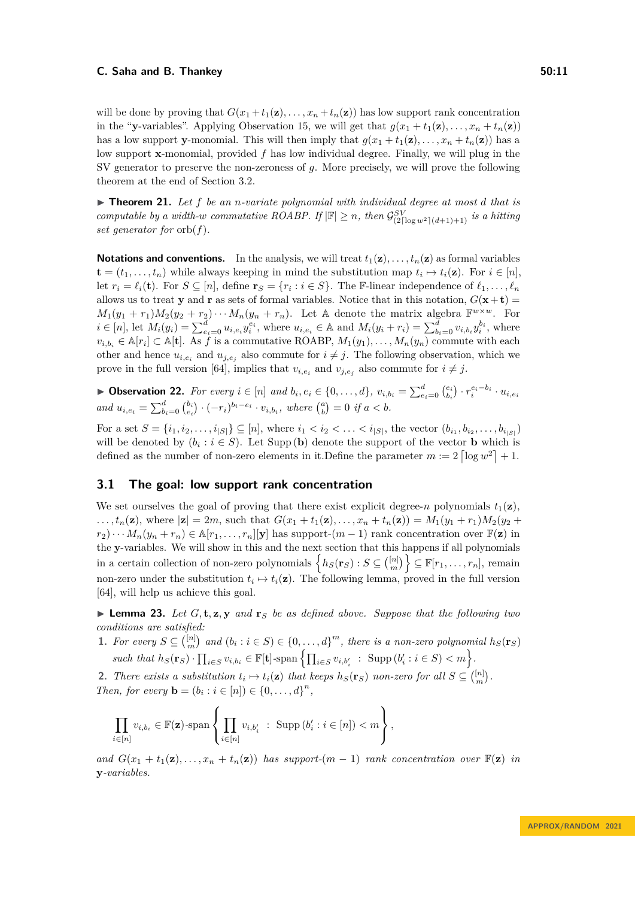will be done by proving that $G(x_1+t_1(\mathbf{z}),\ldots,x_n+t_n(\mathbf{z}))$ has low support rank concentration in the "$\mathbf{y}$-variables". Applying Observation 15, we will get that $g(x_1+t_1(\mathbf{z}),\ldots,x_n+t_n(\mathbf{z}))$ has a low support $\mathbf{y}$-monomial. This will then imply that $g(x_1+t_1(\mathbf{z}),\ldots,x_n+t_n(\mathbf{z}))$ has a low support $\mathbf{x}$-monomial, provided $f$ has low individual degree. Finally, we will plug in the SV generator to preserve the non-zeroness of $g$. More precisely, we will prove the following theorem at the end of Section 3.2.

▶ **Theorem 21.** *Let $f$ be an $n$-variate polynomial with individual degree at most $d$ that is computable by a width-$w$ commutative ROABP. If $|\mathbb{F}| \geq n$, then $\mathcal{G}^{SV}_{(2\lceil \log w^2 \rceil (d+1)+1)}$ is a hitting set generator for* $\mathrm{orb}(f)$.

**Notations and conventions.** In the analysis, we will treat $t_1(\mathbf{z}),\ldots,t_n(\mathbf{z})$ as formal variables $\mathbf{t}=(t_1,\ldots,t_n)$ while always keeping in mind the substitution map $t_i \mapsto t_i(\mathbf{z})$. For $i \in [n]$, let $r_i = \ell_i(\mathbf{t})$. For $S \subseteq [n]$, define $\mathbf{r}_S = \{r_i : i \in S\}$. The $\mathbb{F}$-linear independence of $\ell_1,\ldots,\ell_n$ allows us to treat $\mathbf{y}$ and $\mathbf{r}$ as sets of formal variables. Notice that in this notation, $G(\mathbf{x}+\mathbf{t}) = M_1(y_1+r_1)M_2(y_2+r_2)\cdots M_n(y_n+r_n)$. Let $\mathbb{A}$ denote the matrix algebra $\mathbb{F}^{w\times w}$. For $i\in[n]$, let $M_i(y_i)=\sum_{e_i=0}^{d} u_{i,e_i} y_i^{e_i}$, where $u_{i,e_i}\in\mathbb{A}$ and $M_i(y_i+r_i)=\sum_{b_i=0}^{d} v_{i,b_i}y_i^{b_i}$, where $v_{i,b_i}\in\mathbb{A}[r_i]\subset\mathbb{A}[\mathbf{t}]$. As $f$ is a commutative ROABP, $M_1(y_1),\ldots,M_n(y_n)$ commute with each other and hence $u_{i,e_i}$ and $u_{j,e_j}$ also commute for $i\neq j$. The following observation, which we prove in the full version [64], implies that $v_{i,e_i}$ and $v_{j,e_j}$ also commute for $i \neq j$.

▶ **Observation 22.** *For every $i\in[n]$ and $b_i, e_i \in \{0,\ldots,d\}$, $v_{i,b_i} = \sum_{e_i=0}^{d}\binom{e_i}{b_i}\cdot r_i^{e_i-b_i}\cdot u_{i,e_i}$ and $u_{i,e_i}=\sum_{b_i=0}^{d}\binom{b_i}{e_i}\cdot(-r_i)^{b_i-e_i}\cdot v_{i,b_i}$, where $\binom{a}{b}=0$ if $a<b$.*

For a set $S=\{i_1,i_2,\ldots,i_{|S|}\}\subseteq[n]$, where $i_1<i_2<\ldots<i_{|S|}$, the vector $(b_{i_1},b_{i_2},\ldots,b_{i_{|S|}})$ will be denoted by $(b_i : i\in S)$. Let $\mathrm{Supp}(\mathbf{b})$ denote the support of the vector $\mathbf{b}$ which is defined as the number of non-zero elements in it.Define the parameter $m := 2\lceil \log w^2\rceil + 1$.

## 3.1 The goal: low support rank concentration

We set ourselves the goal of proving that there exist explicit degree-$n$ polynomials $t_1(\mathbf{z}),\ldots,t_n(\mathbf{z})$, where $|\mathbf{z}|=2m$, such that $G(x_1+t_1(\mathbf{z}),\ldots,x_n+t_n(\mathbf{z})) = M_1(y_1+r_1)M_2(y_2+r_2)\cdots M_n(y_n+r_n)\in\mathbb{A}[r_1,\ldots,r_n][\mathbf{y}]$ has support-$(m-1)$ rank concentration over $\mathbb{F}(\mathbf{z})$ in the $\mathbf{y}$-variables. We will show in this and the next section that this happens if all polynomials in a certain collection of non-zero polynomials $\left\{h_S(\mathbf{r}_S) : S\subseteq\binom{[n]}{m}\right\}\subseteq\mathbb{F}[r_1,\ldots,r_n]$, remain non-zero under the substitution $t_i\mapsto t_i(\mathbf{z})$. The following lemma, proved in the full version [64], will help us achieve this goal.

▶ **Lemma 23.** *Let $G,\mathbf{t},\mathbf{z},\mathbf{y}$ and $\mathbf{r}_S$ be as defined above. Suppose that the following two conditions are satisfied:*

1. *For every $S\subseteq\binom{[n]}{m}$ and $(b_i : i\in S)\in\{0,\ldots,d\}^m$, there is a non-zero polynomial $h_S(\mathbf{r}_S)$ such that $h_S(\mathbf{r}_S)\cdot\prod_{i\in S}v_{i,b_i}\in\mathbb{F}[\mathbf{t}]\text{-span}\left\{\prod_{i\in S}v_{i,b'_i} \;:\; \mathrm{Supp}\,(b'_i : i\in S)<m\right\}$.*
2. *There exists a substitution $t_i\mapsto t_i(\mathbf{z})$ that keeps $h_S(\mathbf{r}_S)$ non-zero for all $S\subseteq\binom{[n]}{m}$.*

*Then, for every $\mathbf{b}=(b_i : i\in[n])\in\{0,\ldots,d\}^n$,*

$$\prod_{i\in[n]} v_{i,b_i}\in\mathbb{F}(\mathbf{z})\text{-span}\left\{\prod_{i\in[n]}v_{i,b'_i} \;:\; \mathrm{Supp}\,(b'_i : i\in[n])<m\right\},$$

*and $G(x_1+t_1(\mathbf{z}),\ldots,x_n+t_n(\mathbf{z}))$ has support-$(m-1)$ rank concentration over $\mathbb{F}(\mathbf{z})$ in $\mathbf{y}$-variables.*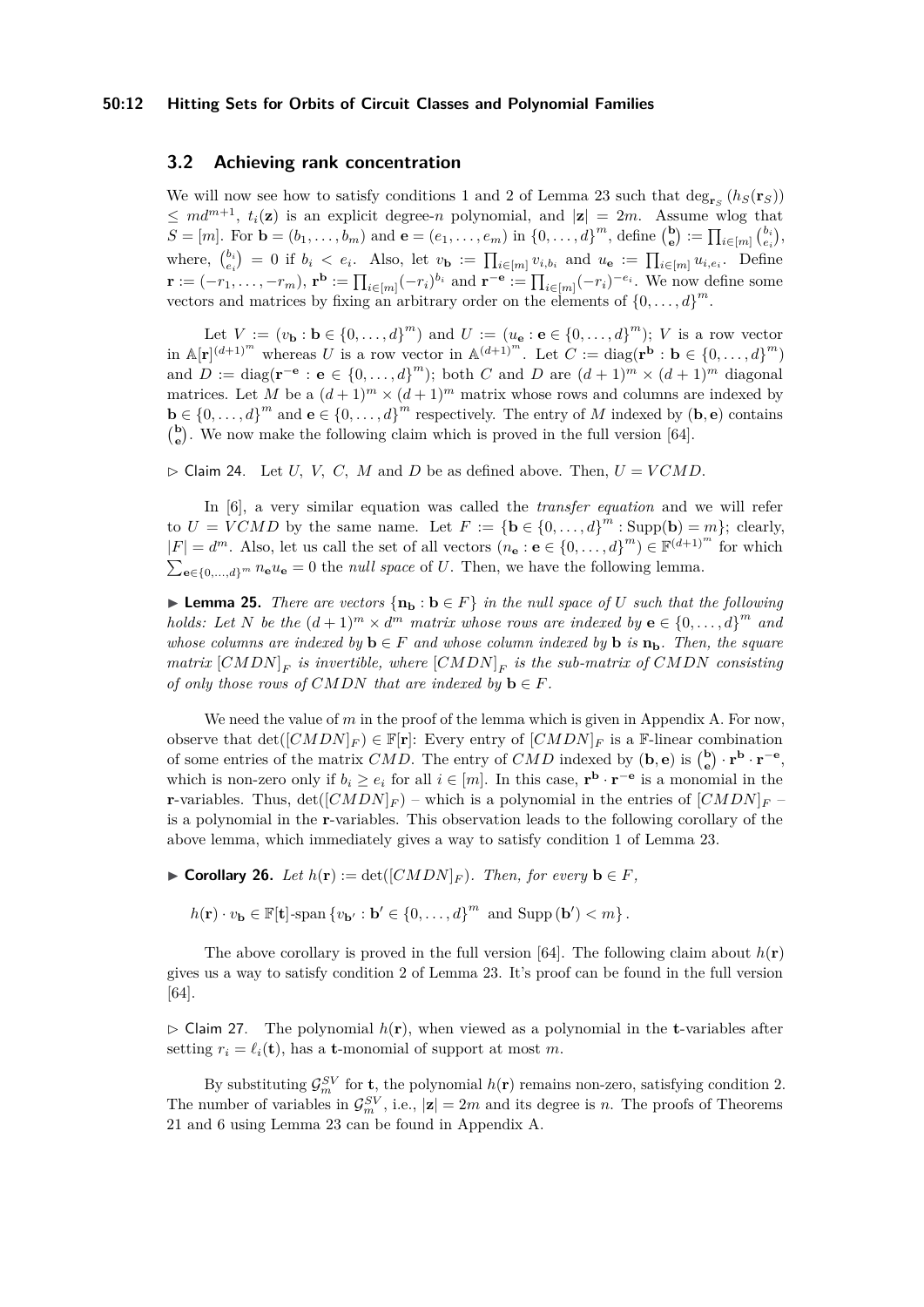### 3.2 Achieving rank concentration

We will now see how to satisfy conditions 1 and 2 of Lemma 23 such that $\deg_{\mathbf{r}_S}(h_S(\mathbf{r}_S)) \leq md^{m+1}$, $t_i(\mathbf{z})$ is an explicit degree-$n$ polynomial, and $|\mathbf{z}| = 2m$. Assume wlog that $S = [m]$. For $\mathbf{b} = (b_1, \ldots, b_m)$ and $\mathbf{e} = (e_1, \ldots, e_m)$ in $\{0, \ldots, d\}^m$, define $\binom{\mathbf{b}}{\mathbf{e}} := \prod_{i \in [m]} \binom{b_i}{e_i}$, where, $\binom{b_i}{e_i} = 0$ if $b_i < e_i$. Also, let $v_{\mathbf{b}} := \prod_{i\in[m]} v_{i,b_i}$ and $u_{\mathbf{e}} := \prod_{i \in [m]} u_{i,e_i}$. Define $\mathbf{r} := (-r_1, \ldots, -r_m)$, $\mathbf{r}^{\mathbf{b}} := \prod_{i\in[m]}(-r_i)^{b_i}$ and $\mathbf{r}^{-\mathbf{e}} := \prod_{i \in [m]}(-r_i)^{-e_i}$. We now define some vectors and matrices by fixing an arbitrary order on the elements of $\{0, \ldots, d\}^m$.

Let $V := (v_{\mathbf{b}} : \mathbf{b} \in \{0, \ldots, d\}^m)$ and $U := (u_{\mathbf{e}} : \mathbf{e} \in \{0, \ldots, d\}^m)$; $V$ is a row vector in $\mathbb{A}[\mathbf{r}]^{(d+1)^m}$ whereas $U$ is a row vector in $\mathbb{A}^{(d+1)^m}$. Let $C := \operatorname{diag}(\mathbf{r}^{\mathbf{b}} : \mathbf{b} \in \{0, \ldots, d\}^m)$ and $D := \operatorname{diag}(\mathbf{r}^{-\mathbf{e}} : \mathbf{e} \in \{0, \ldots, d\}^m)$; both $C$ and $D$ are $(d+1)^m \times (d+1)^m$ diagonal matrices. Let $M$ be a $(d+1)^m \times (d+1)^m$ matrix whose rows and columns are indexed by $\mathbf{b} \in \{0, \ldots, d\}^m$ and $\mathbf{e} \in \{0, \ldots, d\}^m$ respectively. The entry of $M$ indexed by $(\mathbf{b}, \mathbf{e})$ contains $\binom{\mathbf{b}}{\mathbf{e}}$. We now make the following claim which is proved in the full version [64].

▷ Claim 24. Let $U$, $V$, $C$, $M$ and $D$ be as defined above. Then, $U = VCMD$.

In [6], a very similar equation was called the *transfer equation* and we will refer to $U = VCMD$ by the same name. Let $F := \{\mathbf{b} \in \{0, \ldots, d\}^m : \operatorname{Supp}(\mathbf{b}) = m\}$; clearly, $|F| = d^m$. Also, let us call the set of all vectors $(n_{\mathbf{e}} : \mathbf{e} \in \{0, \ldots, d\}^m) \in \mathbb{F}^{(d+1)^m}$ for which $\sum_{\mathbf{e}\in\{0,\ldots,d\}^m} n_{\mathbf{e}} u_{\mathbf{e}} = 0$ the *null space* of $U$. Then, we have the following lemma.

► **Lemma 25.** *There are vectors $\{\mathbf{n_b} : \mathbf{b} \in F\}$ in the null space of $U$ such that the following holds: Let $N$ be the $(d+1)^m \times d^m$ matrix whose rows are indexed by $\mathbf{e} \in \{0, \ldots, d\}^m$ and whose columns are indexed by $\mathbf{b} \in F$ and whose column indexed by $\mathbf{b}$ is $\mathbf{n_b}$. Then, the square matrix $[CMDN]_F$ is invertible, where $[CMDN]_F$ is the sub-matrix of $CMDN$ consisting of only those rows of $CMDN$ that are indexed by $\mathbf{b} \in F$.*

We need the value of $m$ in the proof of the lemma which is given in Appendix A. For now, observe that $\det([CMDN]_F) \in \mathbb{F}[\mathbf{r}]$: Every entry of $[CMDN]_F$ is a $\mathbb{F}$-linear combination of some entries of the matrix $CMD$. The entry of $CMD$ indexed by $(\mathbf{b}, \mathbf{e})$ is $\binom{\mathbf{b}}{\mathbf{e}} \cdot \mathbf{r}^{\mathbf{b}} \cdot \mathbf{r}^{-\mathbf{e}}$, which is non-zero only if $b_i \geq e_i$ for all $i \in [m]$. In this case, $\mathbf{r}^{\mathbf{b}} \cdot \mathbf{r}^{-\mathbf{e}}$ is a monomial in the $\mathbf{r}$-variables. Thus, $\det([CMDN]_F)$ – which is a polynomial in the entries of $[CMDN]_F$ – is a polynomial in the $\mathbf{r}$-variables. This observation leads to the following corollary of the above lemma, which immediately gives a way to satisfy condition 1 of Lemma 23.

► **Corollary 26.** *Let $h(\mathbf{r}) := \det([CMDN]_F)$. Then, for every $\mathbf{b} \in F$,*

$$h(\mathbf{r}) \cdot v_{\mathbf{b}} \in \mathbb{F}[\mathbf{t}]\text{-span}\left\{v_{\mathbf{b}'} : \mathbf{b}' \in \{0, \ldots, d\}^m \text{ and } \operatorname{Supp}(\mathbf{b}') < m\right\}.$$

The above corollary is proved in the full version [64]. The following claim about $h(\mathbf{r})$ gives us a way to satisfy condition 2 of Lemma 23. It's proof can be found in the full version [64].

▷ Claim 27. The polynomial $h(\mathbf{r})$, when viewed as a polynomial in the $\mathbf{t}$-variables after setting $r_i = \ell_i(\mathbf{t})$, has a $\mathbf{t}$-monomial of support at most $m$.

By substituting $\mathcal{G}_m^{SV}$ for $\mathbf{t}$, the polynomial $h(\mathbf{r})$ remains non-zero, satisfying condition 2. The number of variables in $\mathcal{G}_m^{SV}$, i.e., $|\mathbf{z}| = 2m$ and its degree is $n$. The proofs of Theorems 21 and 6 using Lemma 23 can be found in Appendix A.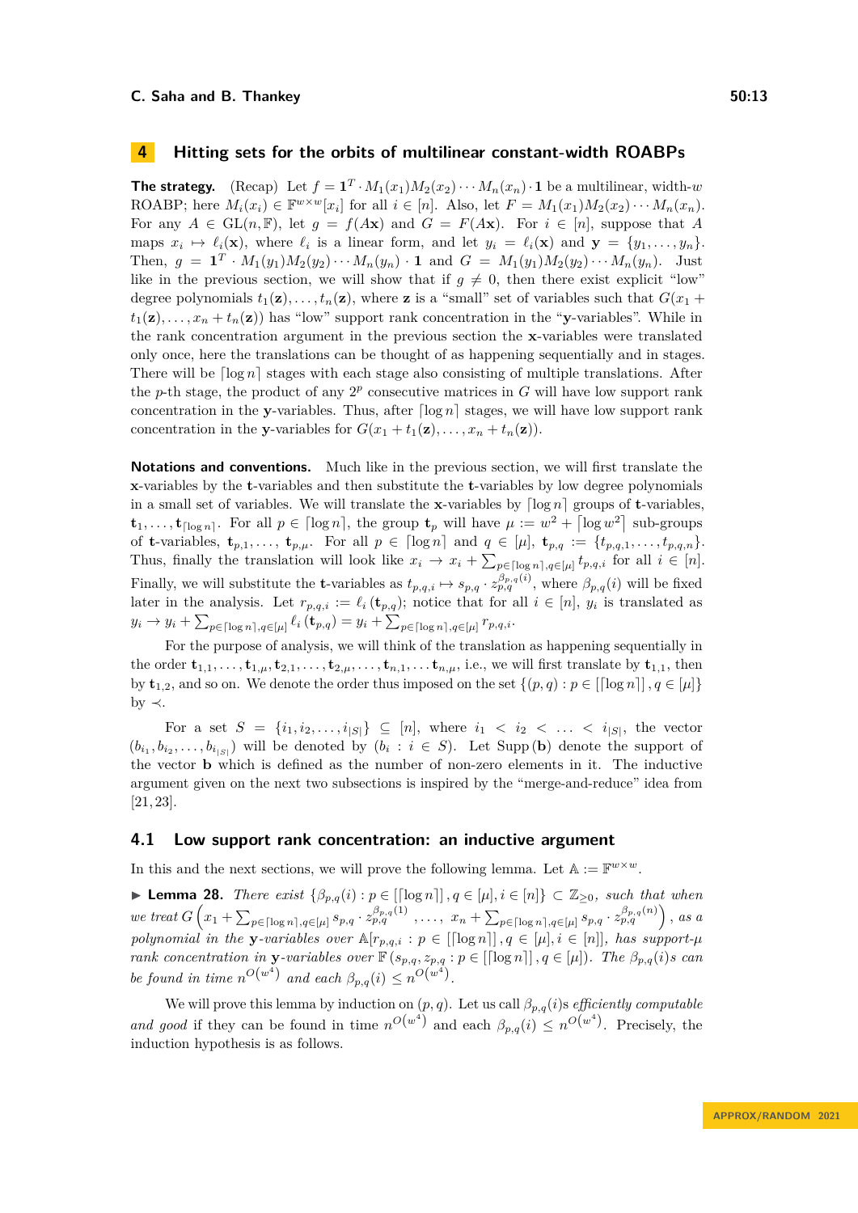## 4 Hitting sets for the orbits of multilinear constant-width ROABPs

**The strategy.** (Recap) Let $f = \mathbf{1}^T \cdot M_1(x_1)M_2(x_2)\cdots M_n(x_n) \cdot \mathbf{1}$ be a multilinear, width-$w$ ROABP; here $M_i(x_i) \in \mathbb{F}^{w\times w}[x_i]$ for all $i \in [n]$. Also, let $F = M_1(x_1)M_2(x_2)\cdots M_n(x_n)$. For any $A \in \mathrm{GL}(n, \mathbb{F})$, let $g = f(A\mathbf{x})$ and $G = F(A\mathbf{x})$. For $i \in [n]$, suppose that $A$ maps $x_i \mapsto \ell_i(\mathbf{x})$, where $\ell_i$ is a linear form, and let $y_i = \ell_i(\mathbf{x})$ and $\mathbf{y} = \{y_1, \ldots, y_n\}$. Then, $g = \mathbf{1}^T \cdot M_1(y_1)M_2(y_2)\cdots M_n(y_n) \cdot \mathbf{1}$ and $G = M_1(y_1)M_2(y_2)\cdots M_n(y_n)$. Just like in the previous section, we will show that if $g \neq 0$, then there exist explicit "low" degree polynomials $t_1(\mathbf{z}), \ldots, t_n(\mathbf{z})$, where $\mathbf{z}$ is a "small" set of variables such that $G(x_1 + t_1(\mathbf{z}), \ldots, x_n + t_n(\mathbf{z}))$ has "low" support rank concentration in the "$\mathbf{y}$-variables". While in the rank concentration argument in the previous section the $\mathbf{x}$-variables were translated only once, here the translations can be thought of as happening sequentially and in stages. There will be $\lceil \log n \rceil$ stages with each stage also consisting of multiple translations. After the $p$-th stage, the product of any $2^p$ consecutive matrices in $G$ will have low support rank concentration in the $\mathbf{y}$-variables. Thus, after $\lceil \log n \rceil$ stages, we will have low support rank concentration in the $\mathbf{y}$-variables for $G(x_1 + t_1(\mathbf{z}), \ldots, x_n + t_n(\mathbf{z}))$.

**Notations and conventions.** Much like in the previous section, we will first translate the $\mathbf{x}$-variables by the $\mathbf{t}$-variables and then substitute the $\mathbf{t}$-variables by low degree polynomials in a small set of variables. We will translate the $\mathbf{x}$-variables by $\lceil \log n \rceil$ groups of $\mathbf{t}$-variables, $\mathbf{t}_1, \ldots, \mathbf{t}_{\lceil \log n \rceil}$. For all $p \in \lceil \log n \rceil$, the group $\mathbf{t}_p$ will have $\mu := w^2 + \lceil \log w^2 \rceil$ sub-groups of $\mathbf{t}$-variables, $\mathbf{t}_{p,1}, \ldots, \mathbf{t}_{p,\mu}$. For all $p \in \lceil \log n \rceil$ and $q \in [\mu]$, $\mathbf{t}_{p,q} := \{t_{p,q,1}, \ldots, t_{p,q,n}\}$. Thus, finally the translation will look like $x_i \to x_i + \sum_{p \in \lceil \log n \rceil, q \in [\mu]} t_{p,q,i}$ for all $i \in [n]$. Finally, we will substitute the $\mathbf{t}$-variables as $t_{p,q,i} \mapsto s_{p,q} \cdot z_{p,q}^{\beta_{p,q}(i)}$, where $\beta_{p,q}(i)$ will be fixed later in the analysis. Let $r_{p,q,i} := \ell_i(\mathbf{t}_{p,q})$; notice that for all $i \in [n]$, $y_i$ is translated as $y_i \to y_i + \sum_{p \in \lceil \log n \rceil, q \in [\mu]} \ell_i(\mathbf{t}_{p,q}) = y_i + \sum_{p \in \lceil \log n \rceil, q \in [\mu]} r_{p,q,i}$.

For the purpose of analysis, we will think of the translation as happening sequentially in the order $\mathbf{t}_{1,1}, \ldots, \mathbf{t}_{1,\mu}, \mathbf{t}_{2,1}, \ldots, \mathbf{t}_{2,\mu}, \ldots, \mathbf{t}_{n,1}, \ldots \mathbf{t}_{n,\mu}$, i.e., we will first translate by $\mathbf{t}_{1,1}$, then by $\mathbf{t}_{1,2}$, and so on. We denote the order thus imposed on the set $\{(p,q) : p \in [\lceil \log n \rceil], q \in [\mu]\}$ by $\prec$.

For a set $S = \{i_1, i_2, \ldots, i_{|S|}\} \subseteq [n]$, where $i_1 < i_2 < \ldots < i_{|S|}$, the vector $(b_{i_1}, b_{i_2}, \ldots, b_{i_{|S|}})$ will be denoted by $(b_i : i \in S)$. Let $\mathrm{Supp}(\mathbf{b})$ denote the support of the vector $\mathbf{b}$ which is defined as the number of non-zero elements in it. The inductive argument given on the next two subsections is inspired by the "merge-and-reduce" idea from [21, 23].

### 4.1 Low support rank concentration: an inductive argument

In this and the next sections, we will prove the following lemma. Let $\mathbb{A} := \mathbb{F}^{w\times w}$.

▶ **Lemma 28.** *There exist $\{\beta_{p,q}(i) : p \in [\lceil \log n \rceil], q \in [\mu], i \in [n]\} \subset \mathbb{Z}_{\geq 0}$, such that when we treat $G\left(x_1 + \sum_{p \in \lceil \log n \rceil, q \in [\mu]} s_{p,q} \cdot z_{p,q}^{\beta_{p,q}(1)}, \ldots, x_n + \sum_{p \in \lceil \log n \rceil, q \in [\mu]} s_{p,q} \cdot z_{p,q}^{\beta_{p,q}(n)}\right)$, as a polynomial in the $\mathbf{y}$-variables over $\mathbb{A}[r_{p,q,i} : p \in [\lceil \log n \rceil], q \in [\mu], i \in [n]]$, has support-$\mu$ rank concentration in $\mathbf{y}$-variables over $\mathbb{F}(s_{p,q}, z_{p,q} : p \in [\lceil \log n \rceil], q \in [\mu])$. The $\beta_{p,q}(i)$s can be found in time $n^{O(w^4)}$ and each $\beta_{p,q}(i) \leq n^{O(w^4)}$.*

We will prove this lemma by induction on $(p,q)$. Let us call $\beta_{p,q}(i)$s *efficiently computable and good* if they can be found in time $n^{O(w^4)}$ and each $\beta_{p,q}(i) \leq n^{O(w^4)}$. Precisely, the induction hypothesis is as follows.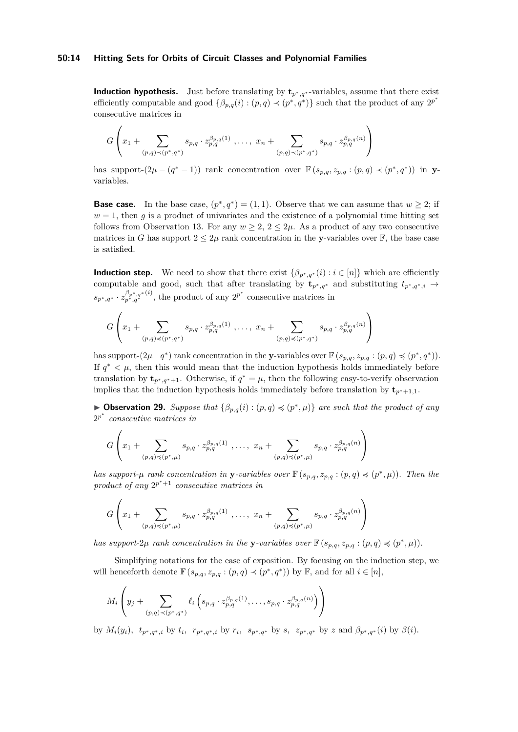**Induction hypothesis.** Just before translating by $\mathbf{t}_{p^*,q^*}$-variables, assume that there exist efficiently computable and good $\{\beta_{p,q}(i) : (p,q) \prec (p^*,q^*)\}$ such that the product of any $2^{p^*}$ consecutive matrices in

$$G\left(x_1 + \sum_{(p,q)\prec(p^*,q^*)} s_{p,q} \cdot z_{p,q}^{\beta_{p,q}(1)}, \ldots, x_n + \sum_{(p,q)\prec(p^*,q^*)} s_{p,q} \cdot z_{p,q}^{\beta_{p,q}(n)}\right)$$

has support-$(2\mu - (q^* - 1))$ rank concentration over $\mathbb{F}(s_{p,q}, z_{p,q} : (p,q) \prec (p^*,q^*))$ in $\mathbf{y}$-variables.

**Base case.** In the base case, $(p^*,q^*) = (1,1)$. Observe that we can assume that $w \geq 2$; if $w = 1$, then $g$ is a product of univariates and the existence of a polynomial time hitting set follows from Observation 13. For any $w \geq 2$, $2 \leq 2\mu$. As a product of any two consecutive matrices in $G$ has support $2 \leq 2\mu$ rank concentration in the $\mathbf{y}$-variables over $\mathbb{F}$, the base case is satisfied.

**Induction step.** We need to show that there exist $\{\beta_{p^*,q^*}(i) : i \in [n]\}$ which are efficiently computable and good, such that after translating by $\mathbf{t}_{p^*,q^*}$ and substituting $t_{p^*,q^*,i} \to s_{p^*,q^*} \cdot z_{p^*,q^*}^{\beta_{p^*,q^*}(i)}$, the product of any $2^{p^*}$ consecutive matrices in

$$G\left(x_1 + \sum_{(p,q)\preccurlyeq(p^*,q^*)} s_{p,q} \cdot z_{p,q}^{\beta_{p,q}(1)}, \ldots, x_n + \sum_{(p,q)\preccurlyeq(p^*,q^*)} s_{p,q} \cdot z_{p,q}^{\beta_{p,q}(n)}\right)$$

has support-$(2\mu - q^*)$ rank concentration in the $\mathbf{y}$-variables over $\mathbb{F}(s_{p,q}, z_{p,q} : (p,q) \preccurlyeq (p^*,q^*))$. If $q^* < \mu$, then this would mean that the induction hypothesis holds immediately before translation by $\mathbf{t}_{p^*,q^*+1}$. Otherwise, if $q^* = \mu$, then the following easy-to-verify observation implies that the induction hypothesis holds immediately before translation by $\mathbf{t}_{p^*+1,1}$.

▶ **Observation 29.** *Suppose that $\{\beta_{p,q}(i) : (p,q) \preccurlyeq (p^*,\mu)\}$ are such that the product of any $2^{p^*}$ consecutive matrices in*

$$G\left(x_1 + \sum_{(p,q)\preccurlyeq(p^*,\mu)} s_{p,q} \cdot z_{p,q}^{\beta_{p,q}(1)}, \ldots, x_n + \sum_{(p,q)\preccurlyeq(p^*,\mu)} s_{p,q} \cdot z_{p,q}^{\beta_{p,q}(n)}\right)$$

*has support-$\mu$ rank concentration in $\mathbf{y}$-variables over $\mathbb{F}(s_{p,q}, z_{p,q} : (p,q) \preccurlyeq (p^*,\mu))$. Then the product of any $2^{p^*+1}$ consecutive matrices in*

$$G\left(x_1 + \sum_{(p,q)\preccurlyeq(p^*,\mu)} s_{p,q} \cdot z_{p,q}^{\beta_{p,q}(1)}, \ldots, x_n + \sum_{(p,q)\preccurlyeq(p^*,\mu)} s_{p,q} \cdot z_{p,q}^{\beta_{p,q}(n)}\right)$$

*has support-$2\mu$ rank concentration in the $\mathbf{y}$-variables over $\mathbb{F}(s_{p,q}, z_{p,q} : (p,q) \preccurlyeq (p^*,\mu))$.*

Simplifying notations for the ease of exposition. By focusing on the induction step, we will henceforth denote $\mathbb{F}(s_{p,q}, z_{p,q} : (p,q) \prec (p^*,q^*))$ by $\mathbb{F}$, and for all $i \in [n]$,

$$M_i\left(y_j + \sum_{(p,q)\prec(p^*,q^*)} \ell_i\left(s_{p,q} \cdot z_{p,q}^{\beta_{p,q}(1)}, \ldots, s_{p,q} \cdot z_{p,q}^{\beta_{p,q}(n)}\right)\right)$$

by $M_i(y_i)$, $t_{p^*,q^*,i}$ by $t_i$, $r_{p^*,q^*,i}$ by $r_i$, $s_{p^*,q^*}$ by $s$, $z_{p^*,q^*}$ by $z$ and $\beta_{p^*,q^*}(i)$ by $\beta(i)$.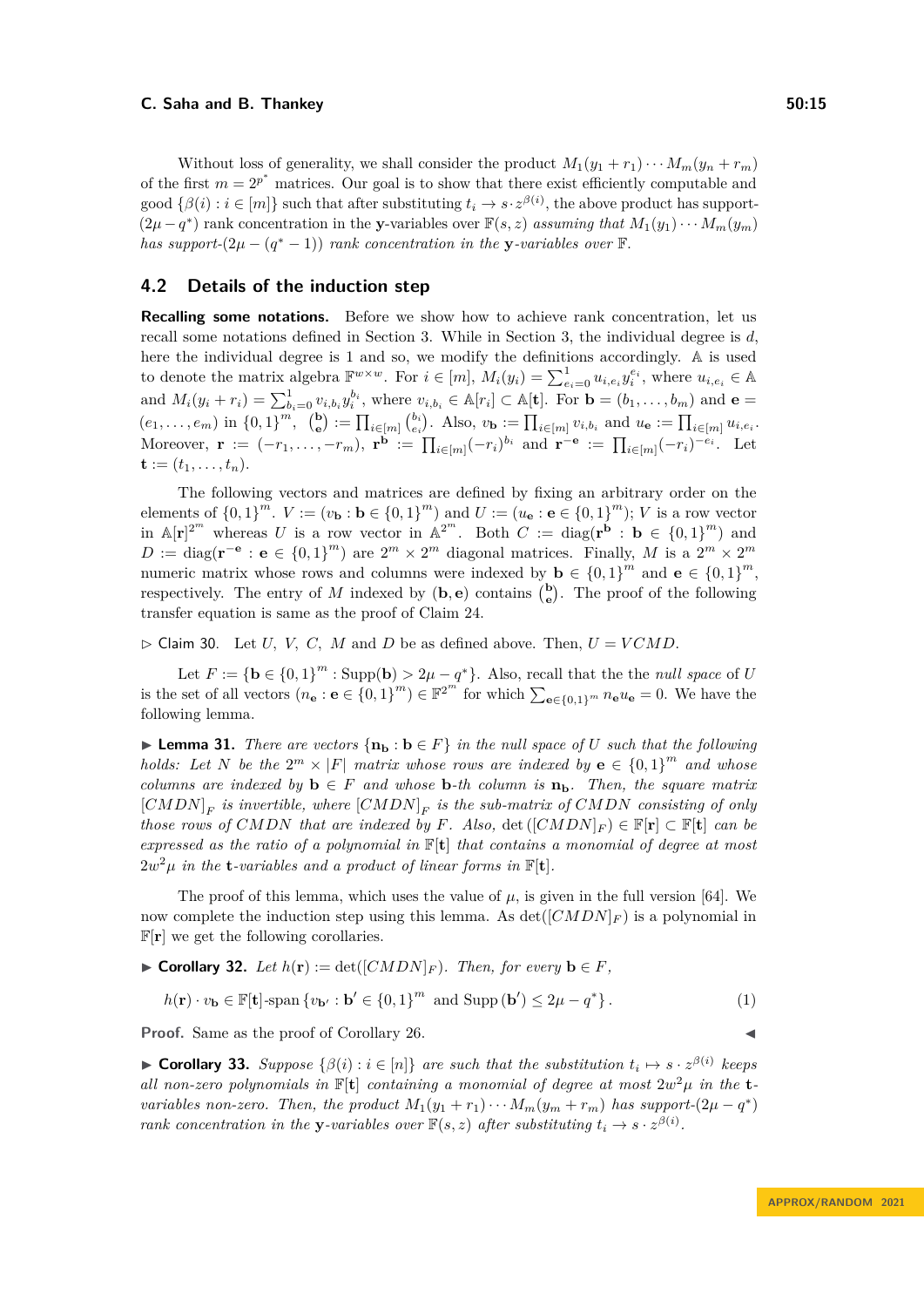Without loss of generality, we shall consider the product $M_1(y_1+r_1)\cdots M_m(y_n+r_m)$ of the first $m = 2^{p^*}$ matrices. Our goal is to show that there exist efficiently computable and good $\{\beta(i) : i \in [m]\}$ such that after substituting $t_i \to s \cdot z^{\beta(i)}$, the above product has support-$(2\mu - q^*)$ rank concentration in the $\mathbf{y}$-variables over $\mathbb{F}(s,z)$ *assuming that* $M_1(y_1)\cdots M_m(y_m)$ *has support-*$(2\mu-(q^*-1))$ *rank concentration in the* $\mathbf{y}$*-variables over* $\mathbb{F}$.

## 4.2 Details of the induction step

**Recalling some notations.** Before we show how to achieve rank concentration, let us recall some notations defined in Section 3. While in Section 3, the individual degree is $d$, here the individual degree is 1 and so, we modify the definitions accordingly. $\mathbb{A}$ is used to denote the matrix algebra $\mathbb{F}^{w\times w}$. For $i \in [m]$, $M_i(y_i) = \sum_{e_i=0}^{1} u_{i,e_i} y_i^{e_i}$, where $u_{i,e_i} \in \mathbb{A}$ and $M_i(y_i+r_i) = \sum_{b_i=0}^{1} v_{i,b_i} y_i^{b_i}$, where $v_{i,b_i} \in \mathbb{A}[r_i] \subset \mathbb{A}[\mathbf{t}]$. For $\mathbf{b} = (b_1,\ldots,b_m)$ and $\mathbf{e} = (e_1,\ldots,e_m)$ in $\{0,1\}^m$, $\binom{\mathbf{b}}{\mathbf{e}} := \prod_{i\in[m]} \binom{b_i}{e_i}$. Also, $v_{\mathbf{b}} := \prod_{i\in[m]} v_{i,b_i}$ and $u_{\mathbf{e}} := \prod_{i\in[m]} u_{i,e_i}$. Moreover, $\mathbf{r} := (-r_1,\ldots,-r_m)$, $\mathbf{r}^{\mathbf{b}} := \prod_{i\in[m]}(-r_i)^{b_i}$ and $\mathbf{r}^{-\mathbf{e}} := \prod_{i\in[m]}(-r_i)^{-e_i}$. Let $\mathbf{t} := (t_1,\ldots,t_n)$.

The following vectors and matrices are defined by fixing an arbitrary order on the elements of $\{0,1\}^m$. $V := (v_{\mathbf{b}} : \mathbf{b} \in \{0,1\}^m)$ and $U := (u_{\mathbf{e}} : \mathbf{e} \in \{0,1\}^m)$; $V$ is a row vector in $\mathbb{A}[\mathbf{r}]^{2^m}$ whereas $U$ is a row vector in $\mathbb{A}^{2^m}$. Both $C := \mathrm{diag}(\mathbf{r}^{\mathbf{b}} : \mathbf{b} \in \{0,1\}^m)$ and $D := \mathrm{diag}(\mathbf{r}^{-\mathbf{e}} : \mathbf{e} \in \{0,1\}^m)$ are $2^m \times 2^m$ diagonal matrices. Finally, $M$ is a $2^m \times 2^m$ numeric matrix whose rows and columns were indexed by $\mathbf{b} \in \{0,1\}^m$ and $\mathbf{e} \in \{0,1\}^m$, respectively. The entry of $M$ indexed by $(\mathbf{b},\mathbf{e})$ contains $\binom{\mathbf{b}}{\mathbf{e}}$. The proof of the following transfer equation is same as the proof of Claim 24.

▷ Claim 30. Let $U$, $V$, $C$, $M$ and $D$ be as defined above. Then, $U = VCMD$.

Let $F := \{\mathbf{b} \in \{0,1\}^m : \mathrm{Supp}(\mathbf{b}) > 2\mu - q^*\}$. Also, recall that the the *null space* of $U$ is the set of all vectors $(n_{\mathbf{e}} : \mathbf{e} \in \{0,1\}^m) \in \mathbb{F}^{2^m}$ for which $\sum_{\mathbf{e}\in\{0,1\}^m} n_{\mathbf{e}} u_{\mathbf{e}} = 0$. We have the following lemma.

▶ **Lemma 31.** *There are vectors $\{\mathbf{n_b} : \mathbf{b} \in F\}$ in the null space of $U$ such that the following holds: Let $N$ be the $2^m \times |F|$ matrix whose rows are indexed by $\mathbf{e} \in \{0,1\}^m$ and whose columns are indexed by $\mathbf{b} \in F$ and whose $\mathbf{b}$-th column is $\mathbf{n_b}$. Then, the square matrix $[CMDN]_F$ is invertible, where $[CMDN]_F$ is the sub-matrix of $CMDN$ consisting of only those rows of $CMDN$ that are indexed by $F$. Also, $\det([CMDN]_F) \in \mathbb{F}[\mathbf{r}] \subset \mathbb{F}[\mathbf{t}]$ can be expressed as the ratio of a polynomial in $\mathbb{F}[\mathbf{t}]$ that contains a monomial of degree at most $2w^2\mu$ in the $\mathbf{t}$-variables and a product of linear forms in $\mathbb{F}[\mathbf{t}]$.*

The proof of this lemma, which uses the value of $\mu$, is given in the full version [64]. We now complete the induction step using this lemma. As $\det([CMDN]_F)$ is a polynomial in $\mathbb{F}[\mathbf{r}]$ we get the following corollaries.

▶ **Corollary 32.** *Let $h(\mathbf{r}) := \det([CMDN]_F)$. Then, for every $\mathbf{b} \in F$,*

$$h(\mathbf{r}) \cdot v_{\mathbf{b}} \in \mathbb{F}[\mathbf{t}]\text{-span}\left\{v_{\mathbf{b}'} : \mathbf{b}' \in \{0,1\}^m \text{ and } \mathrm{Supp}(\mathbf{b}') \le 2\mu - q^*\right\}. \tag{1}$$

**Proof.** Same as the proof of Corollary 26. ◀

▶ **Corollary 33.** *Suppose $\{\beta(i) : i \in [n]\}$ are such that the substitution $t_i \mapsto s \cdot z^{\beta(i)}$ keeps all non-zero polynomials in $\mathbb{F}[\mathbf{t}]$ containing a monomial of degree at most $2w^2\mu$ in the $\mathbf{t}$-variables non-zero. Then, the product $M_1(y_1+r_1)\cdots M_m(y_m+r_m)$ has support-$(2\mu-q^*)$ rank concentration in the $\mathbf{y}$-variables over $\mathbb{F}(s,z)$ after substituting $t_i \to s \cdot z^{\beta(i)}$.*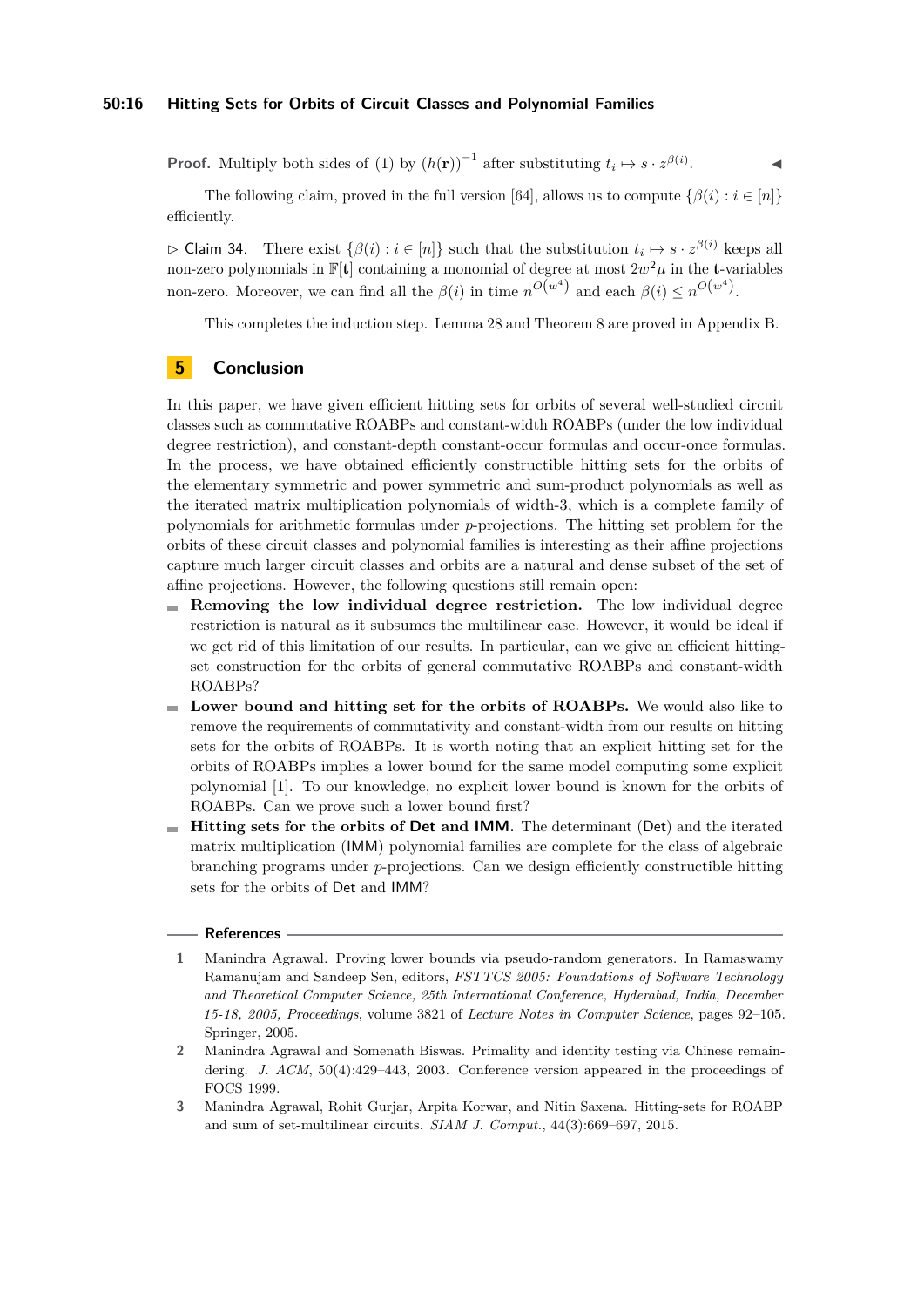**Proof.** Multiply both sides of (1) by $(h(\mathbf{r}))^{-1}$ after substituting $t_i \mapsto s \cdot z^{\beta(i)}$. ◀

The following claim, proved in the full version [64], allows us to compute $\{\beta(i) : i \in [n]\}$ efficiently.

▷ Claim 34. There exist $\{\beta(i) : i \in [n]\}$ such that the substitution $t_i \mapsto s \cdot z^{\beta(i)}$ keeps all non-zero polynomials in $\mathbb{F}[\mathbf{t}]$ containing a monomial of degree at most $2w^2\mu$ in the $\mathbf{t}$-variables non-zero. Moreover, we can find all the $\beta(i)$ in time $n^{O(w^4)}$ and each $\beta(i) \leq n^{O(w^4)}$.

This completes the induction step. Lemma 28 and Theorem 8 are proved in Appendix B.

## 5 Conclusion

In this paper, we have given efficient hitting sets for orbits of several well-studied circuit classes such as commutative ROABPs and constant-width ROABPs (under the low individual degree restriction), and constant-depth constant-occur formulas and occur-once formulas. In the process, we have obtained efficiently constructible hitting sets for the orbits of the elementary symmetric and power symmetric and sum-product polynomials as well as the iterated matrix multiplication polynomials of width-3, which is a complete family of polynomials for arithmetic formulas under $p$-projections. The hitting set problem for the orbits of these circuit classes and polynomial families is interesting as their affine projections capture much larger circuit classes and orbits are a natural and dense subset of the set of affine projections. However, the following questions still remain open:

- **Removing the low individual degree restriction.** The low individual degree restriction is natural as it subsumes the multilinear case. However, it would be ideal if we get rid of this limitation of our results. In particular, can we give an efficient hitting-set construction for the orbits of general commutative ROABPs and constant-width ROABPs?
- **Lower bound and hitting set for the orbits of ROABPs.** We would also like to remove the requirements of commutativity and constant-width from our results on hitting sets for the orbits of ROABPs. It is worth noting that an explicit hitting set for the orbits of ROABPs implies a lower bound for the same model computing some explicit polynomial [1]. To our knowledge, no explicit lower bound is known for the orbits of ROABPs. Can we prove such a lower bound first?
- **Hitting sets for the orbits of Det and IMM.** The determinant (Det) and the iterated matrix multiplication (IMM) polynomial families are complete for the class of algebraic branching programs under $p$-projections. Can we design efficiently constructible hitting sets for the orbits of Det and IMM?

## References

1. Manindra Agrawal. Proving lower bounds via pseudo-random generators. In Ramaswamy Ramanujam and Sandeep Sen, editors, *FSTTCS 2005: Foundations of Software Technology and Theoretical Computer Science, 25th International Conference, Hyderabad, India, December 15-18, 2005, Proceedings*, volume 3821 of *Lecture Notes in Computer Science*, pages 92–105. Springer, 2005.
2. Manindra Agrawal and Somenath Biswas. Primality and identity testing via Chinese remaindering. *J. ACM*, 50(4):429–443, 2003. Conference version appeared in the proceedings of FOCS 1999.
3. Manindra Agrawal, Rohit Gurjar, Arpita Korwar, and Nitin Saxena. Hitting-sets for ROABP and sum of set-multilinear circuits. *SIAM J. Comput.*, 44(3):669–697, 2015.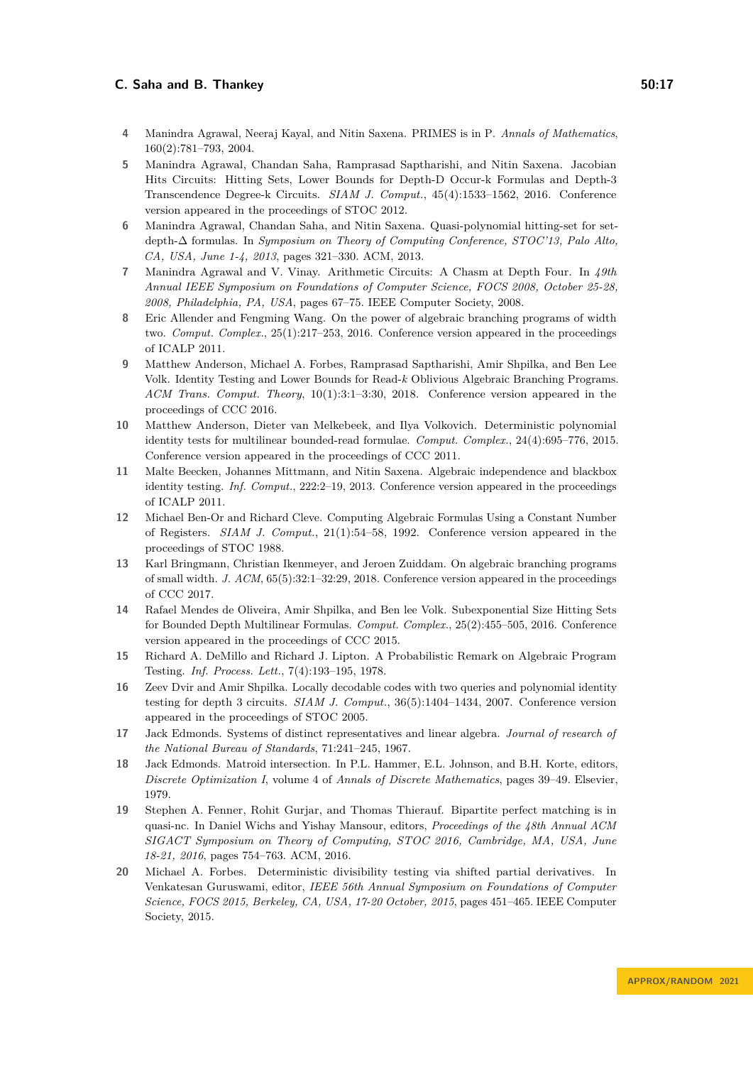4 Manindra Agrawal, Neeraj Kayal, and Nitin Saxena. PRIMES is in P. *Annals of Mathematics*, 160(2):781–793, 2004.

5 Manindra Agrawal, Chandan Saha, Ramprasad Saptharishi, and Nitin Saxena. Jacobian Hits Circuits: Hitting Sets, Lower Bounds for Depth-D Occur-k Formulas and Depth-3 Transcendence Degree-k Circuits. *SIAM J. Comput.*, 45(4):1533–1562, 2016. Conference version appeared in the proceedings of STOC 2012.

6 Manindra Agrawal, Chandan Saha, and Nitin Saxena. Quasi-polynomial hitting-set for set-depth-$\Delta$ formulas. In *Symposium on Theory of Computing Conference, STOC'13, Palo Alto, CA, USA, June 1-4, 2013*, pages 321–330. ACM, 2013.

7 Manindra Agrawal and V. Vinay. Arithmetic Circuits: A Chasm at Depth Four. In *49th Annual IEEE Symposium on Foundations of Computer Science, FOCS 2008, October 25-28, 2008, Philadelphia, PA, USA*, pages 67–75. IEEE Computer Society, 2008.

8 Eric Allender and Fengming Wang. On the power of algebraic branching programs of width two. *Comput. Complex.*, 25(1):217–253, 2016. Conference version appeared in the proceedings of ICALP 2011.

9 Matthew Anderson, Michael A. Forbes, Ramprasad Saptharishi, Amir Shpilka, and Ben Lee Volk. Identity Testing and Lower Bounds for Read-$k$ Oblivious Algebraic Branching Programs. *ACM Trans. Comput. Theory*, 10(1):3:1–3:30, 2018. Conference version appeared in the proceedings of CCC 2016.

10 Matthew Anderson, Dieter van Melkebeek, and Ilya Volkovich. Deterministic polynomial identity tests for multilinear bounded-read formulae. *Comput. Complex.*, 24(4):695–776, 2015. Conference version appeared in the proceedings of CCC 2011.

11 Malte Beecken, Johannes Mittmann, and Nitin Saxena. Algebraic independence and blackbox identity testing. *Inf. Comput.*, 222:2–19, 2013. Conference version appeared in the proceedings of ICALP 2011.

12 Michael Ben-Or and Richard Cleve. Computing Algebraic Formulas Using a Constant Number of Registers. *SIAM J. Comput.*, 21(1):54–58, 1992. Conference version appeared in the proceedings of STOC 1988.

13 Karl Bringmann, Christian Ikenmeyer, and Jeroen Zuiddam. On algebraic branching programs of small width. *J. ACM*, 65(5):32:1–32:29, 2018. Conference version appeared in the proceedings of CCC 2017.

14 Rafael Mendes de Oliveira, Amir Shpilka, and Ben lee Volk. Subexponential Size Hitting Sets for Bounded Depth Multilinear Formulas. *Comput. Complex.*, 25(2):455–505, 2016. Conference version appeared in the proceedings of CCC 2015.

15 Richard A. DeMillo and Richard J. Lipton. A Probabilistic Remark on Algebraic Program Testing. *Inf. Process. Lett.*, 7(4):193–195, 1978.

16 Zeev Dvir and Amir Shpilka. Locally decodable codes with two queries and polynomial identity testing for depth 3 circuits. *SIAM J. Comput.*, 36(5):1404–1434, 2007. Conference version appeared in the proceedings of STOC 2005.

17 Jack Edmonds. Systems of distinct representatives and linear algebra. *Journal of research of the National Bureau of Standards*, 71:241–245, 1967.

18 Jack Edmonds. Matroid intersection. In P.L. Hammer, E.L. Johnson, and B.H. Korte, editors, *Discrete Optimization I*, volume 4 of *Annals of Discrete Mathematics*, pages 39–49. Elsevier, 1979.

19 Stephen A. Fenner, Rohit Gurjar, and Thomas Thierauf. Bipartite perfect matching is in quasi-nc. In Daniel Wichs and Yishay Mansour, editors, *Proceedings of the 48th Annual ACM SIGACT Symposium on Theory of Computing, STOC 2016, Cambridge, MA, USA, June 18-21, 2016*, pages 754–763. ACM, 2016.

20 Michael A. Forbes. Deterministic divisibility testing via shifted partial derivatives. In Venkatesan Guruswami, editor, *IEEE 56th Annual Symposium on Foundations of Computer Science, FOCS 2015, Berkeley, CA, USA, 17-20 October, 2015*, pages 451–465. IEEE Computer Society, 2015.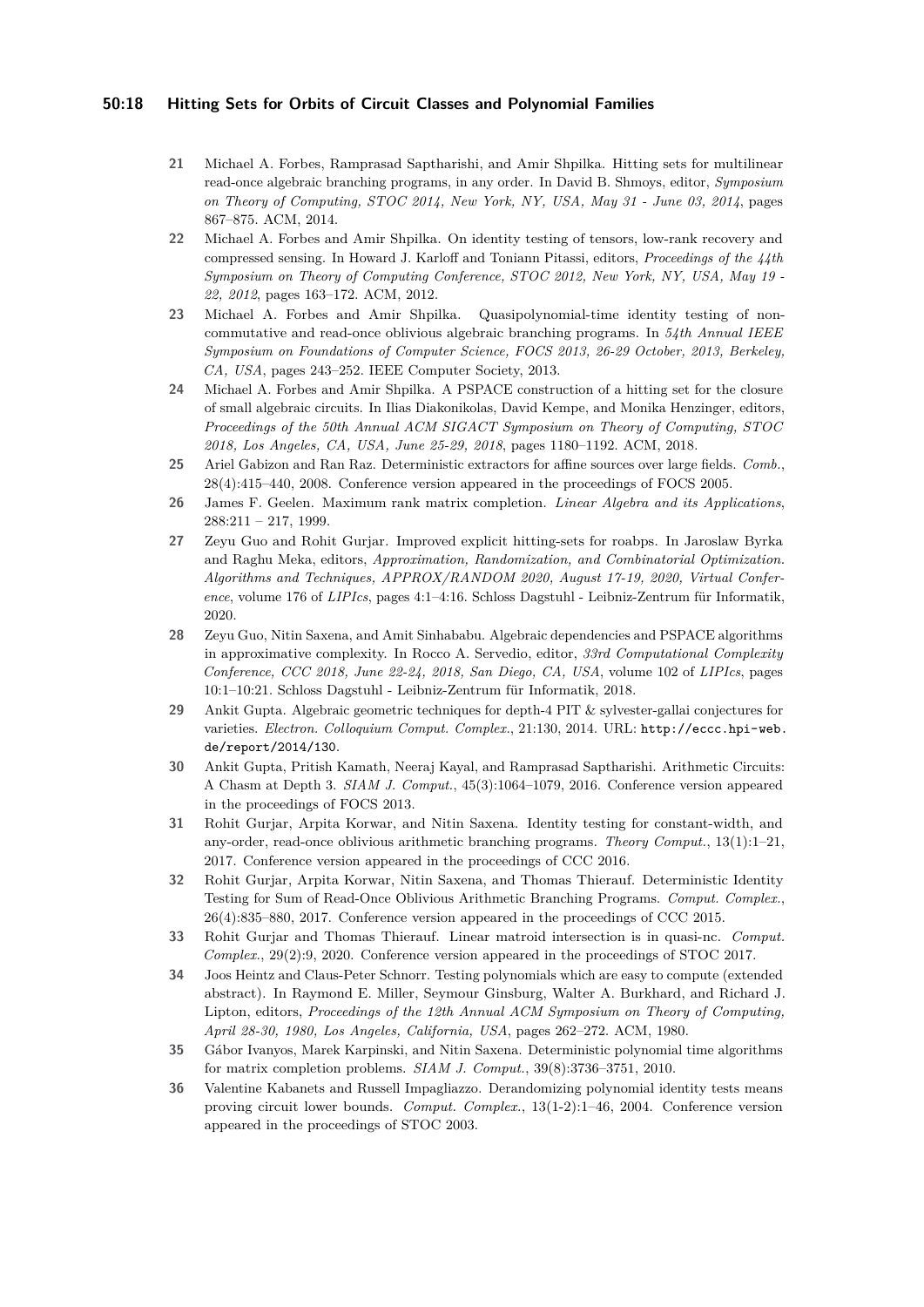21. Michael A. Forbes, Ramprasad Saptharishi, and Amir Shpilka. Hitting sets for multilinear read-once algebraic branching programs, in any order. In David B. Shmoys, editor, *Symposium on Theory of Computing, STOC 2014, New York, NY, USA, May 31 - June 03, 2014*, pages 867–875. ACM, 2014.
22. Michael A. Forbes and Amir Shpilka. On identity testing of tensors, low-rank recovery and compressed sensing. In Howard J. Karloff and Toniann Pitassi, editors, *Proceedings of the 44th Symposium on Theory of Computing Conference, STOC 2012, New York, NY, USA, May 19 - 22, 2012*, pages 163–172. ACM, 2012.
23. Michael A. Forbes and Amir Shpilka. Quasipolynomial-time identity testing of non-commutative and read-once oblivious algebraic branching programs. In *54th Annual IEEE Symposium on Foundations of Computer Science, FOCS 2013, 26-29 October, 2013, Berkeley, CA, USA*, pages 243–252. IEEE Computer Society, 2013.
24. Michael A. Forbes and Amir Shpilka. A PSPACE construction of a hitting set for the closure of small algebraic circuits. In Ilias Diakonikolas, David Kempe, and Monika Henzinger, editors, *Proceedings of the 50th Annual ACM SIGACT Symposium on Theory of Computing, STOC 2018, Los Angeles, CA, USA, June 25-29, 2018*, pages 1180–1192. ACM, 2018.
25. Ariel Gabizon and Ran Raz. Deterministic extractors for affine sources over large fields. *Comb.*, 28(4):415–440, 2008. Conference version appeared in the proceedings of FOCS 2005.
26. James F. Geelen. Maximum rank matrix completion. *Linear Algebra and its Applications*, 288:211 – 217, 1999.
27. Zeyu Guo and Rohit Gurjar. Improved explicit hitting-sets for roabps. In Jaroslaw Byrka and Raghu Meka, editors, *Approximation, Randomization, and Combinatorial Optimization. Algorithms and Techniques, APPROX/RANDOM 2020, August 17-19, 2020, Virtual Conference*, volume 176 of *LIPIcs*, pages 4:1–4:16. Schloss Dagstuhl - Leibniz-Zentrum für Informatik, 2020.
28. Zeyu Guo, Nitin Saxena, and Amit Sinhababu. Algebraic dependencies and PSPACE algorithms in approximative complexity. In Rocco A. Servedio, editor, *33rd Computational Complexity Conference, CCC 2018, June 22-24, 2018, San Diego, CA, USA*, volume 102 of *LIPIcs*, pages 10:1–10:21. Schloss Dagstuhl - Leibniz-Zentrum für Informatik, 2018.
29. Ankit Gupta. Algebraic geometric techniques for depth-4 PIT & sylvester-gallai conjectures for varieties. *Electron. Colloquium Comput. Complex.*, 21:130, 2014. URL: http://eccc.hpi-web.de/report/2014/130.
30. Ankit Gupta, Pritish Kamath, Neeraj Kayal, and Ramprasad Saptharishi. Arithmetic Circuits: A Chasm at Depth 3. *SIAM J. Comput.*, 45(3):1064–1079, 2016. Conference version appeared in the proceedings of FOCS 2013.
31. Rohit Gurjar, Arpita Korwar, and Nitin Saxena. Identity testing for constant-width, and any-order, read-once oblivious arithmetic branching programs. *Theory Comput.*, 13(1):1–21, 2017. Conference version appeared in the proceedings of CCC 2016.
32. Rohit Gurjar, Arpita Korwar, Nitin Saxena, and Thomas Thierauf. Deterministic Identity Testing for Sum of Read-Once Oblivious Arithmetic Branching Programs. *Comput. Complex.*, 26(4):835–880, 2017. Conference version appeared in the proceedings of CCC 2015.
33. Rohit Gurjar and Thomas Thierauf. Linear matroid intersection is in quasi-nc. *Comput. Complex.*, 29(2):9, 2020. Conference version appeared in the proceedings of STOC 2017.
34. Joos Heintz and Claus-Peter Schnorr. Testing polynomials which are easy to compute (extended abstract). In Raymond E. Miller, Seymour Ginsburg, Walter A. Burkhard, and Richard J. Lipton, editors, *Proceedings of the 12th Annual ACM Symposium on Theory of Computing, April 28-30, 1980, Los Angeles, California, USA*, pages 262–272. ACM, 1980.
35. Gábor Ivanyos, Marek Karpinski, and Nitin Saxena. Deterministic polynomial time algorithms for matrix completion problems. *SIAM J. Comput.*, 39(8):3736–3751, 2010.
36. Valentine Kabanets and Russell Impagliazzo. Derandomizing polynomial identity tests means proving circuit lower bounds. *Comput. Complex.*, 13(1-2):1–46, 2004. Conference version appeared in the proceedings of STOC 2003.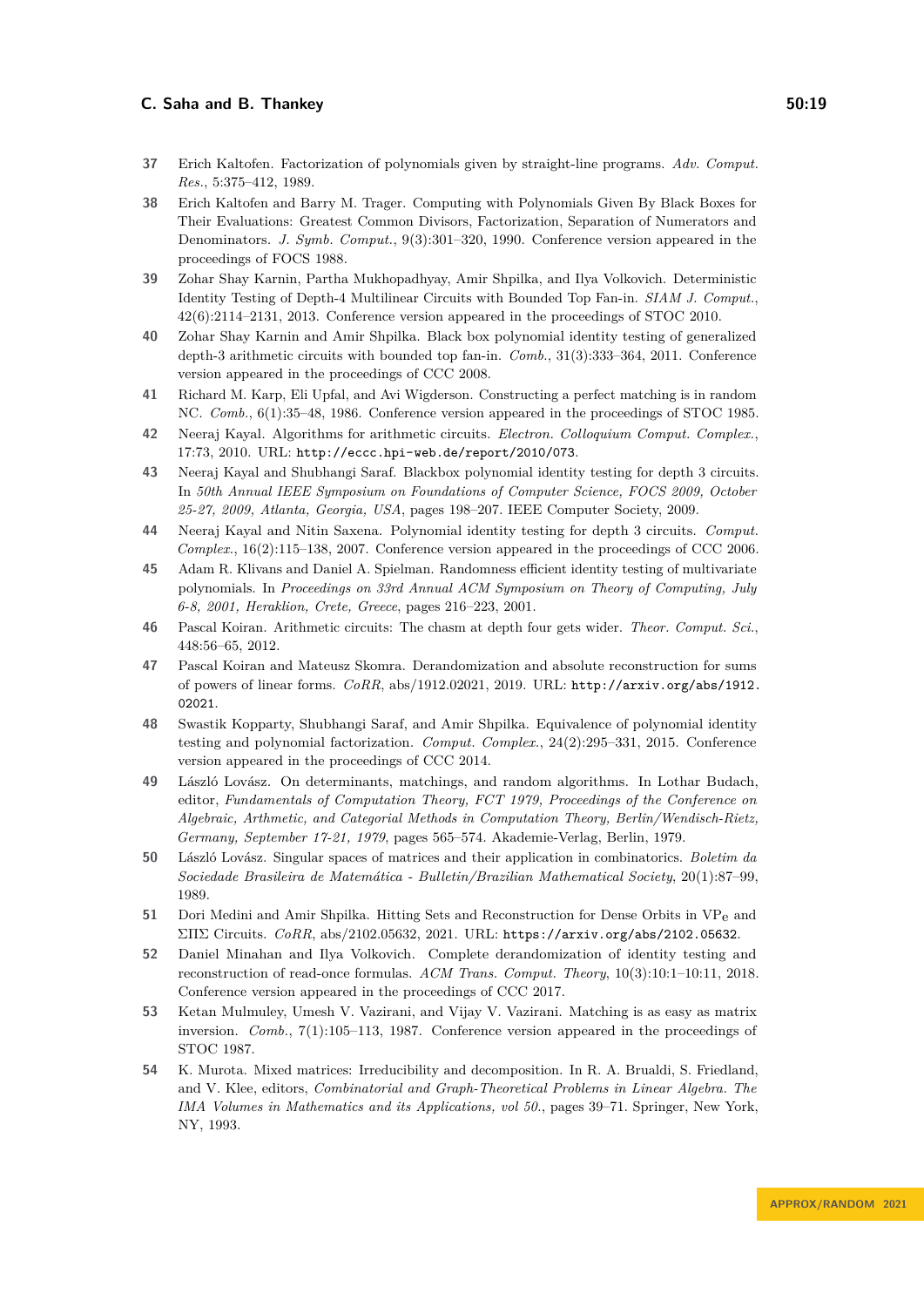37 Erich Kaltofen. Factorization of polynomials given by straight-line programs. *Adv. Comput. Res.*, 5:375–412, 1989.

38 Erich Kaltofen and Barry M. Trager. Computing with Polynomials Given By Black Boxes for Their Evaluations: Greatest Common Divisors, Factorization, Separation of Numerators and Denominators. *J. Symb. Comput.*, 9(3):301–320, 1990. Conference version appeared in the proceedings of FOCS 1988.

39 Zohar Shay Karnin, Partha Mukhopadhyay, Amir Shpilka, and Ilya Volkovich. Deterministic Identity Testing of Depth-4 Multilinear Circuits with Bounded Top Fan-in. *SIAM J. Comput.*, 42(6):2114–2131, 2013. Conference version appeared in the proceedings of STOC 2010.

40 Zohar Shay Karnin and Amir Shpilka. Black box polynomial identity testing of generalized depth-3 arithmetic circuits with bounded top fan-in. *Comb.*, 31(3):333–364, 2011. Conference version appeared in the proceedings of CCC 2008.

41 Richard M. Karp, Eli Upfal, and Avi Wigderson. Constructing a perfect matching is in random NC. *Comb.*, 6(1):35–48, 1986. Conference version appeared in the proceedings of STOC 1985.

42 Neeraj Kayal. Algorithms for arithmetic circuits. *Electron. Colloquium Comput. Complex.*, 17:73, 2010. URL: http://eccc.hpi-web.de/report/2010/073.

43 Neeraj Kayal and Shubhangi Saraf. Blackbox polynomial identity testing for depth 3 circuits. In *50th Annual IEEE Symposium on Foundations of Computer Science, FOCS 2009, October 25-27, 2009, Atlanta, Georgia, USA*, pages 198–207. IEEE Computer Society, 2009.

44 Neeraj Kayal and Nitin Saxena. Polynomial identity testing for depth 3 circuits. *Comput. Complex.*, 16(2):115–138, 2007. Conference version appeared in the proceedings of CCC 2006.

45 Adam R. Klivans and Daniel A. Spielman. Randomness efficient identity testing of multivariate polynomials. In *Proceedings on 33rd Annual ACM Symposium on Theory of Computing, July 6-8, 2001, Heraklion, Crete, Greece*, pages 216–223, 2001.

46 Pascal Koiran. Arithmetic circuits: The chasm at depth four gets wider. *Theor. Comput. Sci.*, 448:56–65, 2012.

47 Pascal Koiran and Mateusz Skomra. Derandomization and absolute reconstruction for sums of powers of linear forms. *CoRR*, abs/1912.02021, 2019. URL: http://arxiv.org/abs/1912.02021.

48 Swastik Kopparty, Shubhangi Saraf, and Amir Shpilka. Equivalence of polynomial identity testing and polynomial factorization. *Comput. Complex.*, 24(2):295–331, 2015. Conference version appeared in the proceedings of CCC 2014.

49 László Lovász. On determinants, matchings, and random algorithms. In Lothar Budach, editor, *Fundamentals of Computation Theory, FCT 1979, Proceedings of the Conference on Algebraic, Arthmetic, and Categorial Methods in Computation Theory, Berlin/Wendisch-Rietz, Germany, September 17-21, 1979*, pages 565–574. Akademie-Verlag, Berlin, 1979.

50 László Lovász. Singular spaces of matrices and their application in combinatorics. *Boletim da Sociedade Brasileira de Matemática - Bulletin/Brazilian Mathematical Society*, 20(1):87–99, 1989.

51 Dori Medini and Amir Shpilka. Hitting Sets and Reconstruction for Dense Orbits in $\mathrm{VP}_e$ and $\Sigma\Pi\Sigma$ Circuits. *CoRR*, abs/2102.05632, 2021. URL: https://arxiv.org/abs/2102.05632.

52 Daniel Minahan and Ilya Volkovich. Complete derandomization of identity testing and reconstruction of read-once formulas. *ACM Trans. Comput. Theory*, 10(3):10:1–10:11, 2018. Conference version appeared in the proceedings of CCC 2017.

53 Ketan Mulmuley, Umesh V. Vazirani, and Vijay V. Vazirani. Matching is as easy as matrix inversion. *Comb.*, 7(1):105–113, 1987. Conference version appeared in the proceedings of STOC 1987.

54 K. Murota. Mixed matrices: Irreducibility and decomposition. In R. A. Brualdi, S. Friedland, and V. Klee, editors, *Combinatorial and Graph-Theoretical Problems in Linear Algebra. The IMA Volumes in Mathematics and its Applications, vol 50.*, pages 39–71. Springer, New York, NY, 1993.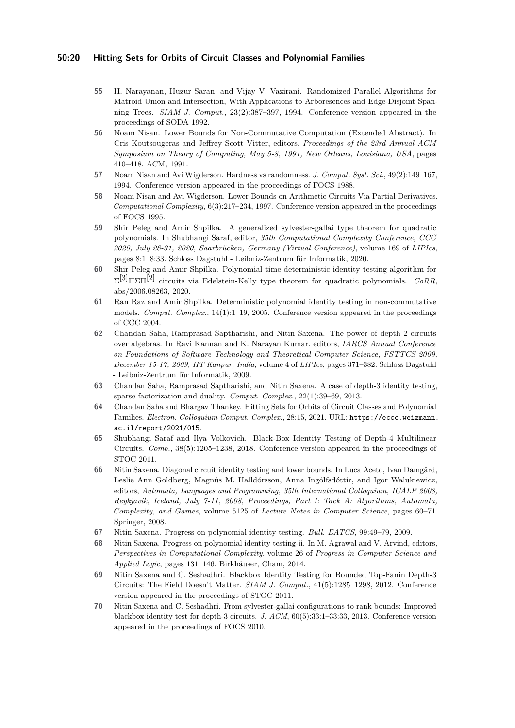**55** H. Narayanan, Huzur Saran, and Vijay V. Vazirani. Randomized Parallel Algorithms for Matroid Union and Intersection, With Applications to Arboresences and Edge-Disjoint Spanning Trees. *SIAM J. Comput.*, 23(2):387–397, 1994. Conference version appeared in the proceedings of SODA 1992.

**56** Noam Nisan. Lower Bounds for Non-Commutative Computation (Extended Abstract). In Cris Koutsougeras and Jeffrey Scott Vitter, editors, *Proceedings of the 23rd Annual ACM Symposium on Theory of Computing, May 5-8, 1991, New Orleans, Louisiana, USA*, pages 410–418. ACM, 1991.

**57** Noam Nisan and Avi Wigderson. Hardness vs randomness. *J. Comput. Syst. Sci.*, 49(2):149–167, 1994. Conference version appeared in the proceedings of FOCS 1988.

**58** Noam Nisan and Avi Wigderson. Lower Bounds on Arithmetic Circuits Via Partial Derivatives. *Computational Complexity*, 6(3):217–234, 1997. Conference version appeared in the proceedings of FOCS 1995.

**59** Shir Peleg and Amir Shpilka. A generalized sylvester-gallai type theorem for quadratic polynomials. In Shubhangi Saraf, editor, *35th Computational Complexity Conference, CCC 2020, July 28-31, 2020, Saarbrücken, Germany (Virtual Conference)*, volume 169 of *LIPIcs*, pages 8:1–8:33. Schloss Dagstuhl - Leibniz-Zentrum für Informatik, 2020.

**60** Shir Peleg and Amir Shpilka. Polynomial time deterministic identity testing algorithm for $\Sigma^{[3]}\Pi\Sigma\Pi^{[2]}$ circuits via Edelstein-Kelly type theorem for quadratic polynomials. *CoRR*, abs/2006.08263, 2020.

**61** Ran Raz and Amir Shpilka. Deterministic polynomial identity testing in non-commutative models. *Comput. Complex.*, 14(1):1–19, 2005. Conference version appeared in the proceedings of CCC 2004.

**62** Chandan Saha, Ramprasad Saptharishi, and Nitin Saxena. The power of depth 2 circuits over algebras. In Ravi Kannan and K. Narayan Kumar, editors, *IARCS Annual Conference on Foundations of Software Technology and Theoretical Computer Science, FSTTCS 2009, December 15-17, 2009, IIT Kanpur, India*, volume 4 of *LIPIcs*, pages 371–382. Schloss Dagstuhl - Leibniz-Zentrum für Informatik, 2009.

**63** Chandan Saha, Ramprasad Saptharishi, and Nitin Saxena. A case of depth-3 identity testing, sparse factorization and duality. *Comput. Complex.*, 22(1):39–69, 2013.

**64** Chandan Saha and Bhargav Thankey. Hitting Sets for Orbits of Circuit Classes and Polynomial Families. *Electron. Colloquium Comput. Complex.*, 28:15, 2021. URL: `https://eccc.weizmann.ac.il/report/2021/015`.

**65** Shubhangi Saraf and Ilya Volkovich. Black-Box Identity Testing of Depth-4 Multilinear Circuits. *Comb.*, 38(5):1205–1238, 2018. Conference version appeared in the proceedings of STOC 2011.

**66** Nitin Saxena. Diagonal circuit identity testing and lower bounds. In Luca Aceto, Ivan Damgård, Leslie Ann Goldberg, Magnús M. Halldórsson, Anna Ingólfsdóttir, and Igor Walukiewicz, editors, *Automata, Languages and Programming, 35th International Colloquium, ICALP 2008, Reykjavik, Iceland, July 7-11, 2008, Proceedings, Part I: Tack A: Algorithms, Automata, Complexity, and Games*, volume 5125 of *Lecture Notes in Computer Science*, pages 60–71. Springer, 2008.

**67** Nitin Saxena. Progress on polynomial identity testing. *Bull. EATCS*, 99:49–79, 2009.

**68** Nitin Saxena. Progress on polynomial identity testing-ii. In M. Agrawal and V. Arvind, editors, *Perspectives in Computational Complexity*, volume 26 of *Progress in Computer Science and Applied Logic*, pages 131–146. Birkhäuser, Cham, 2014.

**69** Nitin Saxena and C. Seshadhri. Blackbox Identity Testing for Bounded Top-Fanin Depth-3 Circuits: The Field Doesn't Matter. *SIAM J. Comput.*, 41(5):1285–1298, 2012. Conference version appeared in the proceedings of STOC 2011.

**70** Nitin Saxena and C. Seshadhri. From sylvester-gallai configurations to rank bounds: Improved blackbox identity test for depth-3 circuits. *J. ACM*, 60(5):33:1–33:33, 2013. Conference version appeared in the proceedings of FOCS 2010.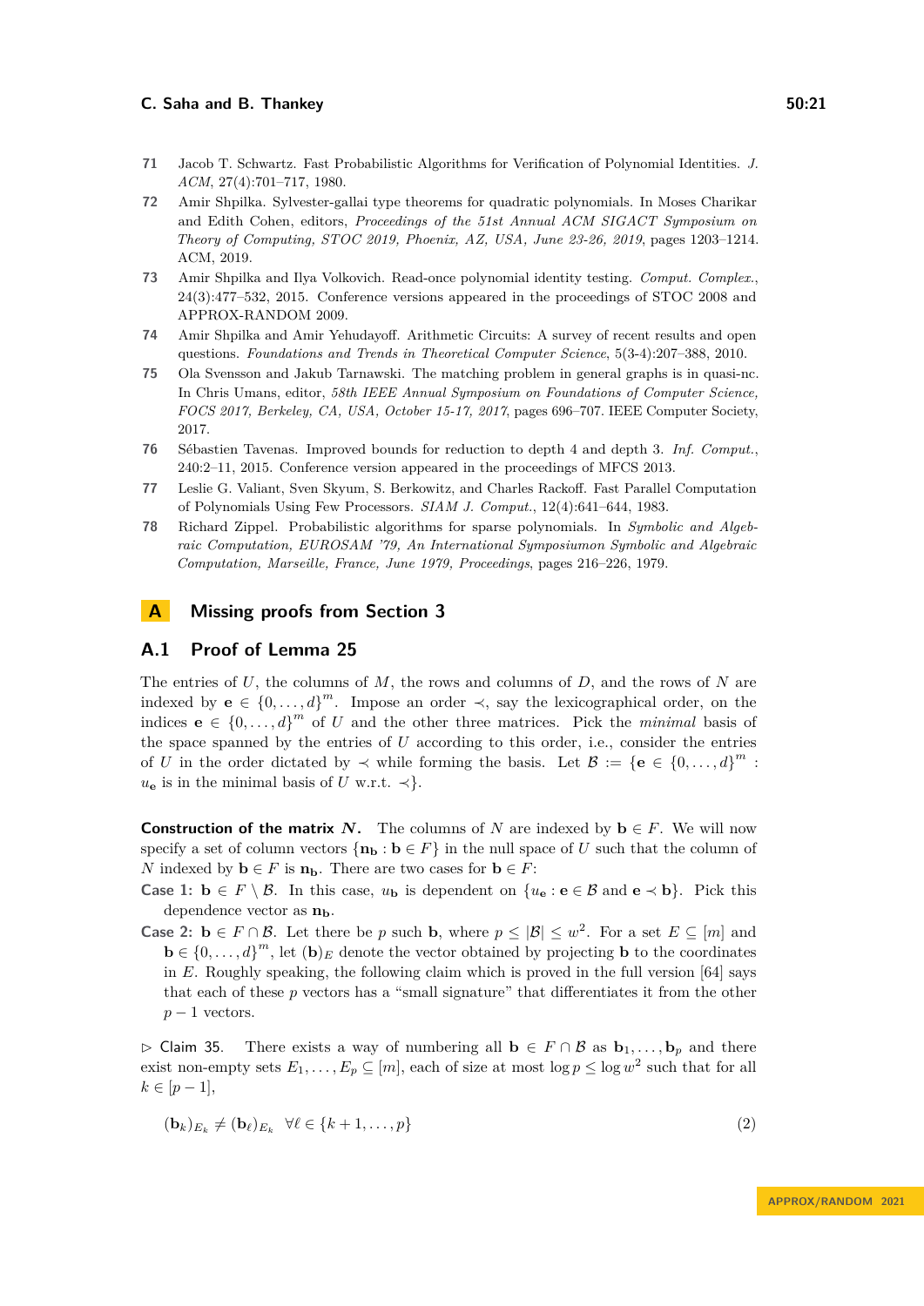71 Jacob T. Schwartz. Fast Probabilistic Algorithms for Verification of Polynomial Identities. *J. ACM*, 27(4):701–717, 1980.

72 Amir Shpilka. Sylvester-gallai type theorems for quadratic polynomials. In Moses Charikar and Edith Cohen, editors, *Proceedings of the 51st Annual ACM SIGACT Symposium on Theory of Computing, STOC 2019, Phoenix, AZ, USA, June 23-26, 2019*, pages 1203–1214. ACM, 2019.

73 Amir Shpilka and Ilya Volkovich. Read-once polynomial identity testing. *Comput. Complex.*, 24(3):477–532, 2015. Conference versions appeared in the proceedings of STOC 2008 and APPROX-RANDOM 2009.

74 Amir Shpilka and Amir Yehudayoff. Arithmetic Circuits: A survey of recent results and open questions. *Foundations and Trends in Theoretical Computer Science*, 5(3-4):207–388, 2010.

75 Ola Svensson and Jakub Tarnawski. The matching problem in general graphs is in quasi-nc. In Chris Umans, editor, *58th IEEE Annual Symposium on Foundations of Computer Science, FOCS 2017, Berkeley, CA, USA, October 15-17, 2017*, pages 696–707. IEEE Computer Society, 2017.

76 Sébastien Tavenas. Improved bounds for reduction to depth 4 and depth 3. *Inf. Comput.*, 240:2–11, 2015. Conference version appeared in the proceedings of MFCS 2013.

77 Leslie G. Valiant, Sven Skyum, S. Berkowitz, and Charles Rackoff. Fast Parallel Computation of Polynomials Using Few Processors. *SIAM J. Comput.*, 12(4):641–644, 1983.

78 Richard Zippel. Probabilistic algorithms for sparse polynomials. In *Symbolic and Algebraic Computation, EUROSAM '79, An International Symposiumon Symbolic and Algebraic Computation, Marseille, France, June 1979, Proceedings*, pages 216–226, 1979.

# A Missing proofs from Section 3

## A.1 Proof of Lemma 25

The entries of $U$, the columns of $M$, the rows and columns of $D$, and the rows of $N$ are indexed by $\mathbf{e} \in \{0,\dots,d\}^m$. Impose an order $\prec$, say the lexicographical order, on the indices $\mathbf{e} \in \{0,\dots,d\}^m$ of $U$ and the other three matrices. Pick the *minimal* basis of the space spanned by the entries of $U$ according to this order, i.e., consider the entries of $U$ in the order dictated by $\prec$ while forming the basis. Let $\mathcal{B} := \{\mathbf{e} \in \{0,\dots,d\}^m : u_{\mathbf{e}}$ is in the minimal basis of $U$ w.r.t. $\prec\}$.

**Construction of the matrix $N$.** The columns of $N$ are indexed by $\mathbf{b} \in F$. We will now specify a set of column vectors $\{\mathbf{n_b} : \mathbf{b} \in F\}$ in the null space of $U$ such that the column of $N$ indexed by $\mathbf{b} \in F$ is $\mathbf{n_b}$. There are two cases for $\mathbf{b} \in F$:

**Case 1:** $\mathbf{b} \in F \setminus \mathcal{B}$. In this case, $u_{\mathbf{b}}$ is dependent on $\{u_{\mathbf{e}} : \mathbf{e} \in \mathcal{B}$ and $\mathbf{e} \prec \mathbf{b}\}$. Pick this dependence vector as $\mathbf{n_b}$.

**Case 2:** $\mathbf{b} \in F \cap \mathcal{B}$. Let there be $p$ such $\mathbf{b}$, where $p \le |\mathcal{B}| \le w^2$. For a set $E \subseteq [m]$ and $\mathbf{b} \in \{0,\dots,d\}^m$, let $(\mathbf{b})_E$ denote the vector obtained by projecting $\mathbf{b}$ to the coordinates in $E$. Roughly speaking, the following claim which is proved in the full version [64] says that each of these $p$ vectors has a "small signature" that differentiates it from the other $p-1$ vectors.

▷ Claim 35. There exists a way of numbering all $\mathbf{b} \in F \cap \mathcal{B}$ as $\mathbf{b}_1,\dots,\mathbf{b}_p$ and there exist non-empty sets $E_1,\dots,E_p \subseteq [m]$, each of size at most $\log p \le \log w^2$ such that for all $k \in [p-1]$,

$$(\mathbf{b}_k)_{E_k} \neq (\mathbf{b}_\ell)_{E_k} \quad \forall \ell \in \{k+1,\dots,p\} \tag{2}$$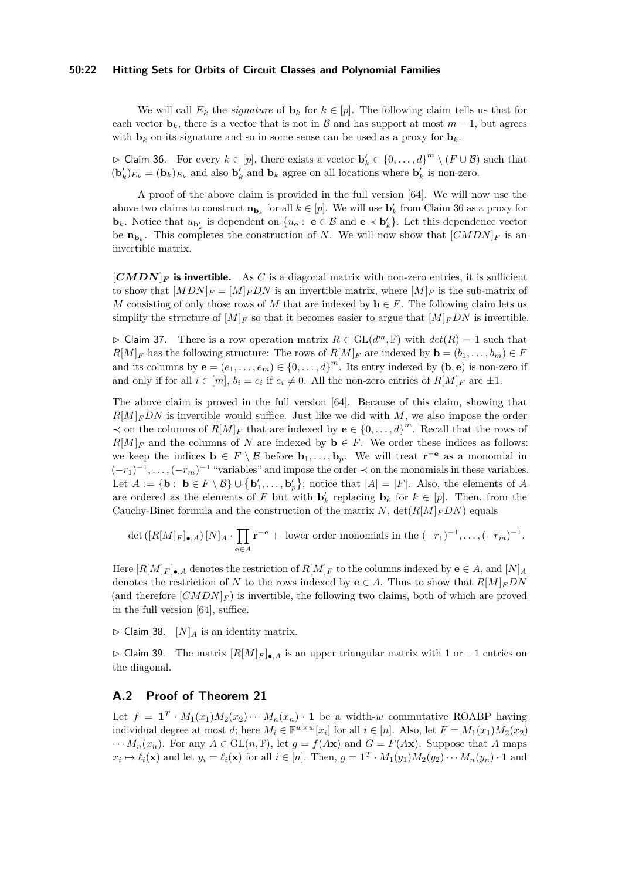We will call $E_k$ the *signature* of $\mathbf{b}_k$ for $k \in [p]$. The following claim tells us that for each vector $\mathbf{b}_k$, there is a vector that is not in $\mathcal{B}$ and has support at most $m-1$, but agrees with $\mathbf{b}_k$ on its signature and so in some sense can be used as a proxy for $\mathbf{b}_k$.

▷ Claim 36. For every $k \in [p]$, there exists a vector $\mathbf{b}'_k \in \{0, \ldots, d\}^m \setminus (F \cup \mathcal{B})$ such that $(\mathbf{b}'_k)_{E_k} = (\mathbf{b}_k)_{E_k}$ and also $\mathbf{b}'_k$ and $\mathbf{b}_k$ agree on all locations where $\mathbf{b}'_k$ is non-zero.

A proof of the above claim is provided in the full version [64]. We will now use the above two claims to construct $\mathbf{n}_{\mathbf{b}_k}$ for all $k \in [p]$. We will use $\mathbf{b}'_k$ from Claim 36 as a proxy for $\mathbf{b}_k$. Notice that $u_{\mathbf{b}'_k}$ is dependent on $\{u_{\mathbf{e}} : \mathbf{e} \in \mathcal{B} \text{ and } \mathbf{e} \prec \mathbf{b}'_k\}$. Let this dependence vector be $\mathbf{n}_{\mathbf{b}_k}$. This completes the construction of $N$. We will now show that $[CMDN]_F$ is an invertible matrix.

**$[CMDN]_F$ is invertible.** As $C$ is a diagonal matrix with non-zero entries, it is sufficient to show that $[MDN]_F = [M]_F DN$ is an invertible matrix, where $[M]_F$ is the sub-matrix of $M$ consisting of only those rows of $M$ that are indexed by $\mathbf{b} \in F$. The following claim lets us simplify the structure of $[M]_F$ so that it becomes easier to argue that $[M]_F DN$ is invertible.

▷ Claim 37. There is a row operation matrix $R \in \mathrm{GL}(d^m, \mathbb{F})$ with $det(R) = 1$ such that $R[M]_F$ has the following structure: The rows of $R[M]_F$ are indexed by $\mathbf{b} = (b_1, \ldots, b_m) \in F$ and its columns by $\mathbf{e} = (e_1, \ldots, e_m) \in \{0, \ldots, d\}^m$. Its entry indexed by $(\mathbf{b}, \mathbf{e})$ is non-zero if and only if for all $i \in [m]$, $b_i = e_i$ if $e_i \neq 0$. All the non-zero entries of $R[M]_F$ are $\pm 1$.

The above claim is proved in the full version [64]. Because of this claim, showing that $R[M]_F DN$ is invertible would suffice. Just like we did with $M$, we also impose the order $\prec$ on the columns of $R[M]_F$ that are indexed by $\mathbf{e} \in \{0, \ldots, d\}^m$. Recall that the rows of $R[M]_F$ and the columns of $N$ are indexed by $\mathbf{b} \in F$. We order these indices as follows: we keep the indices $\mathbf{b} \in F \setminus \mathcal{B}$ before $\mathbf{b}_1, \ldots, \mathbf{b}_p$. We will treat $\mathbf{r}^{-\mathbf{e}}$ as a monomial in $(-r_1)^{-1}, \ldots, (-r_m)^{-1}$ "variables" and impose the order $\prec$ on the monomials in these variables. Let $A := \{\mathbf{b} : \mathbf{b} \in F \setminus \mathcal{B}\} \cup \{\mathbf{b}'_1, \ldots, \mathbf{b}'_p\}$; notice that $|A| = |F|$. Also, the elements of $A$ are ordered as the elements of $F$ but with $\mathbf{b}'_k$ replacing $\mathbf{b}_k$ for $k \in [p]$. Then, from the Cauchy-Binet formula and the construction of the matrix $N$, $\det(R[M]_F DN)$ equals

$$\det\left([R[M]_F]_{\bullet,A}\right)[N]_A \cdot \prod_{\mathbf{e} \in A} \mathbf{r}^{-\mathbf{e}} + \text{ lower order monomials in the } (-r_1)^{-1}, \ldots, (-r_m)^{-1}.$$

Here $[R[M]_F]_{\bullet,A}$ denotes the restriction of $R[M]_F$ to the columns indexed by $\mathbf{e} \in A$, and $[N]_A$ denotes the restriction of $N$ to the rows indexed by $\mathbf{e} \in A$. Thus to show that $R[M]_F DN$ (and therefore $[CMDN]_F$) is invertible, the following two claims, both of which are proved in the full version [64], suffice.

▷ Claim 38. $[N]_A$ is an identity matrix.

▷ Claim 39. The matrix $[R[M]_F]_{\bullet,A}$ is an upper triangular matrix with 1 or $-1$ entries on the diagonal.

## A.2 Proof of Theorem 21

Let $f = \mathbf{1}^T \cdot M_1(x_1)M_2(x_2)\cdots M_n(x_n) \cdot \mathbf{1}$ be a width-$w$ commutative ROABP having individual degree at most $d$; here $M_i \in \mathbb{F}^{w \times w}[x_i]$ for all $i \in [n]$. Also, let $F = M_1(x_1)M_2(x_2)\cdots M_n(x_n)$. For any $A \in \mathrm{GL}(n, \mathbb{F})$, let $g = f(A\mathbf{x})$ and $G = F(A\mathbf{x})$. Suppose that $A$ maps $x_i \mapsto \ell_i(\mathbf{x})$ and let $y_i = \ell_i(\mathbf{x})$ for all $i \in [n]$. Then, $g = \mathbf{1}^T \cdot M_1(y_1)M_2(y_2)\cdots M_n(y_n) \cdot \mathbf{1}$ and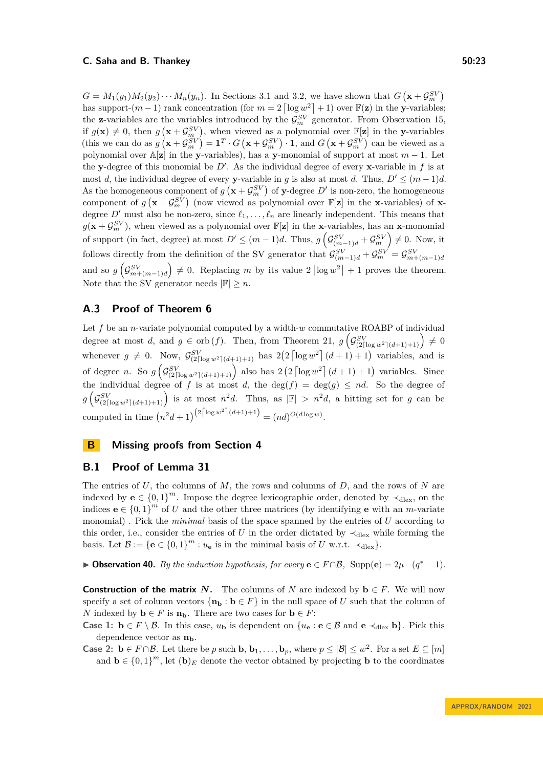$G = M_1(y_1)M_2(y_2)\cdots M_n(y_n)$. In Sections 3.1 and 3.2, we have shown that $G\left(\mathbf{x}+\mathcal{G}_m^{SV}\right)$ has support-$(m-1)$ rank concentration (for $m = 2\lceil \log w^2\rceil + 1$) over $\mathbb{F}(\mathbf{z})$ in the $\mathbf{y}$-variables; the $\mathbf{z}$-variables are the variables introduced by the $\mathcal{G}_m^{SV}$ generator. From Observation 15, if $g(\mathbf{x}) \neq 0$, then $g\left(\mathbf{x}+\mathcal{G}_m^{SV}\right)$, when viewed as a polynomial over $\mathbb{F}[\mathbf{z}]$ in the $\mathbf{y}$-variables (this we can do as $g\left(\mathbf{x}+\mathcal{G}_m^{SV}\right) = \mathbf{1}^T\cdot G\left(\mathbf{x}+\mathcal{G}_m^{SV}\right)\cdot \mathbf{1}$, and $G\left(\mathbf{x}+\mathcal{G}_m^{SV}\right)$ can be viewed as a polynomial over $\mathbb{A}[\mathbf{z}]$ in the $\mathbf{y}$-variables), has a $\mathbf{y}$-monomial of support at most $m-1$. Let the $\mathbf{y}$-degree of this monomial be $D'$. As the individual degree of every $\mathbf{x}$-variable in $f$ is at most $d$, the individual degree of every $\mathbf{y}$-variable in $g$ is also at most $d$. Thus, $D' \leq (m-1)d$. As the homogeneous component of $g\left(\mathbf{x}+\mathcal{G}_m^{SV}\right)$ of $\mathbf{y}$-degree $D'$ is non-zero, the homogeneous component of $g\left(\mathbf{x}+\mathcal{G}_m^{SV}\right)$ (now viewed as polynomial over $\mathbb{F}[\mathbf{z}]$ in the $\mathbf{x}$-variables) of $\mathbf{x}$-degree $D'$ must also be non-zero, since $\ell_1,\ldots,\ell_n$ are linearly independent. This means that $g(\mathbf{x}+\mathcal{G}_m^{SV})$, when viewed as a polynomial over $\mathbb{F}[\mathbf{z}]$ in the $\mathbf{x}$-variables, has an $\mathbf{x}$-monomial of support (in fact, degree) at most $D' \leq (m-1)d$. Thus, $g\left(\mathcal{G}_{(m-1)d}^{SV}+\mathcal{G}_m^{SV}\right)\neq 0$. Now, it follows directly from the definition of the SV generator that $\mathcal{G}_{(m-1)d}^{SV}+\mathcal{G}_m^{SV} = \mathcal{G}_{m+(m-1)d}^{SV}$ and so $g\left(\mathcal{G}_{m+(m-1)d}^{SV}\right)\neq 0$. Replacing $m$ by its value $2\lceil \log w^2\rceil + 1$ proves the theorem. Note that the SV generator needs $|\mathbb{F}| \geq n$.

## A.3 Proof of Theorem 6

Let $f$ be an $n$-variate polynomial computed by a width-$w$ commutative ROABP of individual degree at most $d$, and $g \in \operatorname{orb}(f)$. Then, from Theorem 21, $g\left(\mathcal{G}_{(2\lceil \log w^2\rceil(d+1)+1)}^{SV}\right)\neq 0$ whenever $g \neq 0$. Now, $\mathcal{G}_{(2\lceil \log w^2\rceil(d+1)+1)}^{SV}$ has $2\left(2\lceil \log w^2\rceil(d+1)+1\right)$ variables, and is of degree $n$. So $g\left(\mathcal{G}_{(2\lceil \log w^2\rceil(d+1)+1)}^{SV}\right)$ also has $2\left(2\lceil \log w^2\rceil(d+1)+1\right)$ variables. Since the individual degree of $f$ is at most $d$, the $\deg(f) = \deg(g) \leq nd$. So the degree of $g\left(\mathcal{G}_{(2\lceil \log w^2\rceil(d+1)+1)}^{SV}\right)$ is at most $n^2d$. Thus, as $|\mathbb{F}| > n^2d$, a hitting set for $g$ can be computed in time $(n^2d+1)^{\left(2\lceil \log w^2\rceil(d+1)+1\right)} = (nd)^{O(d\log w)}$.

# B Missing proofs from Section 4

## B.1 Proof of Lemma 31

The entries of $U$, the columns of $M$, the rows and columns of $D$, and the rows of $N$ are indexed by $\mathbf{e}\in\{0,1\}^m$. Impose the degree lexicographic order, denoted by $\prec_{\text{dlex}}$, on the indices $\mathbf{e}\in\{0,1\}^m$ of $U$ and the other three matrices (by identifying $\mathbf{e}$ with an $m$-variate monomial) . Pick the *minimal* basis of the space spanned by the entries of $U$ according to this order, i.e., consider the entries of $U$ in the order dictated by $\prec_{\text{dlex}}$ while forming the basis. Let $\mathcal{B} := \{\mathbf{e}\in\{0,1\}^m : u_{\mathbf{e}}$ is in the minimal basis of $U$ w.r.t. $\prec_{\text{dlex}}\}$.

▶ **Observation 40.** *By the induction hypothesis, for every* $\mathbf{e}\in F\cap\mathcal{B}$*,* $\operatorname{Supp}(\mathbf{e}) = 2\mu-(q^*-1)$*.*

**Construction of the matrix $N$.** The columns of $N$ are indexed by $\mathbf{b}\in F$. We will now specify a set of column vectors $\{\mathbf{n_b} : \mathbf{b}\in F\}$ in the null space of $U$ such that the column of $N$ indexed by $\mathbf{b}\in F$ is $\mathbf{n_b}$. There are two cases for $\mathbf{b}\in F$:

**Case 1:** $\mathbf{b}\in F\setminus\mathcal{B}$. In this case, $u_{\mathbf{b}}$ is dependent on $\{u_{\mathbf{e}} : \mathbf{e}\in\mathcal{B}$ and $\mathbf{e}\prec_{\text{dlex}}\mathbf{b}\}$. Pick this dependence vector as $\mathbf{n_b}$.

**Case 2:** $\mathbf{b}\in F\cap\mathcal{B}$. Let there be $p$ such $\mathbf{b},\mathbf{b}_1,\ldots,\mathbf{b}_p$, where $p\leq|\mathcal{B}|\leq w^2$. For a set $E\subseteq[m]$ and $\mathbf{b}\in\{0,1\}^m$, let $(\mathbf{b})_E$ denote the vector obtained by projecting $\mathbf{b}$ to the coordinates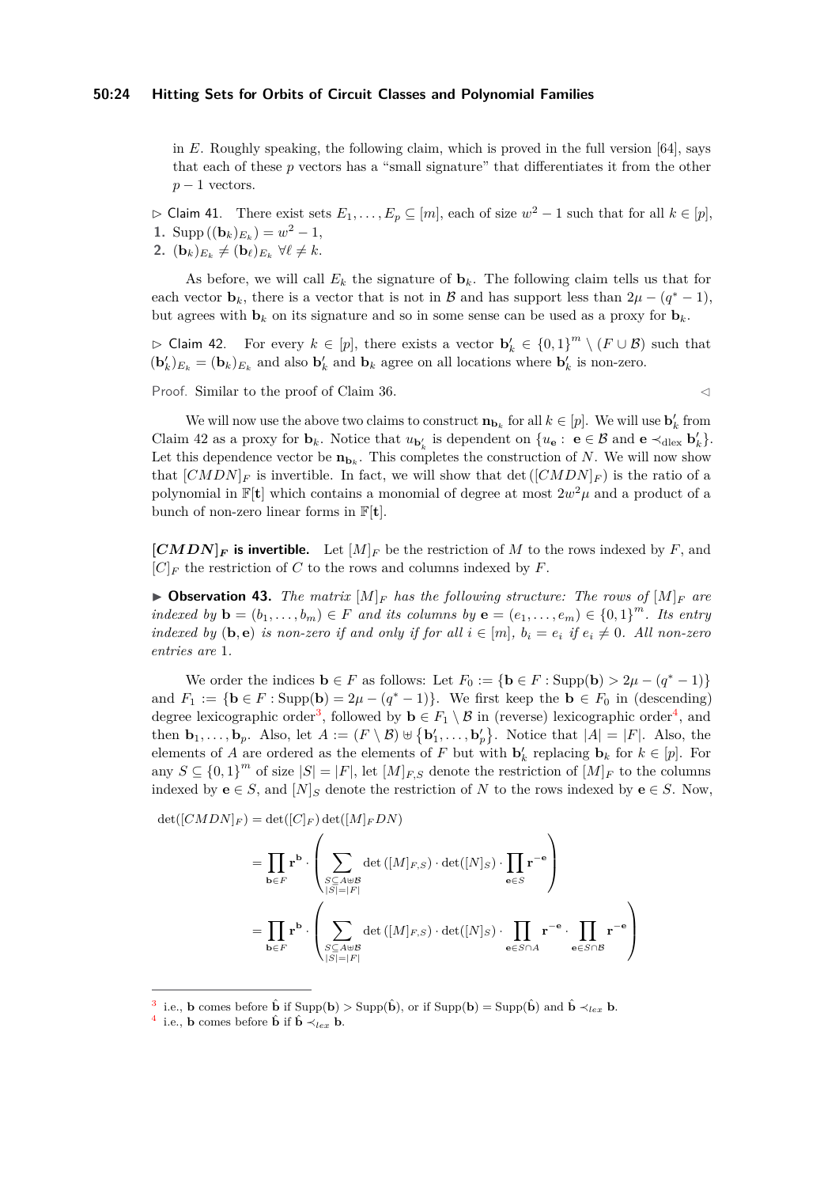in $E$. Roughly speaking, the following claim, which is proved in the full version [64], says that each of these $p$ vectors has a "small signature" that differentiates it from the other $p-1$ vectors.

▷ Claim 41. There exist sets $E_1, \ldots, E_p \subseteq [m]$, each of size $w^2 - 1$ such that for all $k \in [p]$,

1. $\mathrm{Supp}((\mathbf{b}_k)_{E_k}) = w^2 - 1$,
2. $(\mathbf{b}_k)_{E_k} \neq (\mathbf{b}_\ell)_{E_k}$ $\forall \ell \neq k$.

As before, we will call $E_k$ the signature of $\mathbf{b}_k$. The following claim tells us that for each vector $\mathbf{b}_k$, there is a vector that is not in $\mathcal{B}$ and has support less than $2\mu - (q^* - 1)$, but agrees with $\mathbf{b}_k$ on its signature and so in some sense can be used as a proxy for $\mathbf{b}_k$.

▷ Claim 42. For every $k \in [p]$, there exists a vector $\mathbf{b}'_k \in \{0,1\}^m \setminus (F \cup \mathcal{B})$ such that $(\mathbf{b}'_k)_{E_k} = (\mathbf{b}_k)_{E_k}$ and also $\mathbf{b}'_k$ and $\mathbf{b}_k$ agree on all locations where $\mathbf{b}'_k$ is non-zero.

*Proof.* Similar to the proof of Claim 36. ◁

We will now use the above two claims to construct $\mathbf{n}_{\mathbf{b}_k}$ for all $k \in [p]$. We will use $\mathbf{b}'_k$ from Claim 42 as a proxy for $\mathbf{b}_k$. Notice that $u_{\mathbf{b}'_k}$ is dependent on $\{u_{\mathbf{e}} : \mathbf{e} \in \mathcal{B} \text{ and } \mathbf{e} \prec_{\mathrm{dlex}} \mathbf{b}'_k\}$. Let this dependence vector be $\mathbf{n}_{\mathbf{b}_k}$. This completes the construction of $N$. We will now show that $[CMDN]_F$ is invertible. In fact, we will show that $\det([CMDN]_F)$ is the ratio of a polynomial in $\mathbb{F}[\mathbf{t}]$ which contains a monomial of degree at most $2w^2\mu$ and a product of a bunch of non-zero linear forms in $\mathbb{F}[\mathbf{t}]$.

**$[CMDN]_F$ is invertible.** Let $[M]_F$ be the restriction of $M$ to the rows indexed by $F$, and $[C]_F$ the restriction of $C$ to the rows and columns indexed by $F$.

▶ **Observation 43.** *The matrix $[M]_F$ has the following structure: The rows of $[M]_F$ are indexed by $\mathbf{b} = (b_1, \ldots, b_m) \in F$ and its columns by $\mathbf{e} = (e_1, \ldots, e_m) \in \{0,1\}^m$. Its entry indexed by $(\mathbf{b}, \mathbf{e})$ is non-zero if and only if for all $i \in [m]$, $b_i = e_i$ if $e_i \neq 0$. All non-zero entries are 1.*

We order the indices $\mathbf{b} \in F$ as follows: Let $F_0 := \{\mathbf{b} \in F : \mathrm{Supp}(\mathbf{b}) > 2\mu - (q^* - 1)\}$ and $F_1 := \{\mathbf{b} \in F : \mathrm{Supp}(\mathbf{b}) = 2\mu - (q^* - 1)\}$. We first keep the $\mathbf{b} \in F_0$ in (descending) degree lexicographic order[3], followed by $\mathbf{b} \in F_1 \setminus \mathcal{B}$ in (reverse) lexicographic order[4], and then $\mathbf{b}_1, \ldots, \mathbf{b}_p$. Also, let $A := (F \setminus \mathcal{B}) \uplus \{\mathbf{b}'_1, \ldots, \mathbf{b}'_p\}$. Notice that $|A| = |F|$. Also, the elements of $A$ are ordered as the elements of $F$ but with $\mathbf{b}'_k$ replacing $\mathbf{b}_k$ for $k \in [p]$. For any $S \subseteq \{0,1\}^m$ of size $|S| = |F|$, let $[M]_{F,S}$ denote the restriction of $[M]_F$ to the columns indexed by $\mathbf{e} \in S$, and $[N]_S$ denote the restriction of $N$ to the rows indexed by $\mathbf{e} \in S$. Now,

$$
\begin{aligned}
\det([CMDN]_F) &= \det([C]_F)\det([M]_F DN) \\
&= \prod_{\mathbf{b} \in F} \mathbf{r}^{\mathbf{b}} \cdot \left( \sum_{\substack{S \subseteq A \uplus \mathcal{B} \\ |S| = |F|}} \det([M]_{F,S}) \cdot \det([N]_S) \cdot \prod_{\mathbf{e} \in S} \mathbf{r}^{-\mathbf{e}} \right) \\
&= \prod_{\mathbf{b} \in F} \mathbf{r}^{\mathbf{b}} \cdot \left( \sum_{\substack{S \subseteq A \uplus \mathcal{B} \\ |S| = |F|}} \det([M]_{F,S}) \cdot \det([N]_S) \cdot \prod_{\mathbf{e} \in S \cap A} \mathbf{r}^{-\mathbf{e}} \cdot \prod_{\mathbf{e} \in S \cap \mathcal{B}} \mathbf{r}^{-\mathbf{e}} \right)
\end{aligned}
$$

---

[3] i.e., $\mathbf{b}$ comes before $\hat{\mathbf{b}}$ if $\mathrm{Supp}(\mathbf{b}) > \mathrm{Supp}(\hat{\mathbf{b}})$, or if $\mathrm{Supp}(\mathbf{b}) = \mathrm{Supp}(\hat{\mathbf{b}})$ and $\hat{\mathbf{b}} \prec_{lex} \mathbf{b}$.

[4] i.e., $\mathbf{b}$ comes before $\hat{\mathbf{b}}$ if $\hat{\mathbf{b}} \prec_{lex} \mathbf{b}$.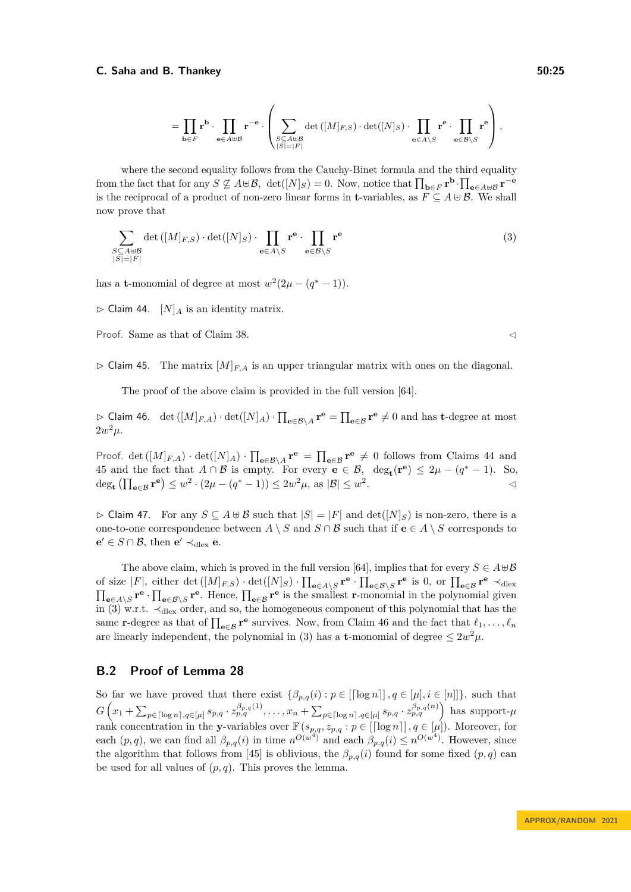$$= \prod_{\mathbf{b}\in F} \mathbf{r}^{\mathbf{b}} \cdot \prod_{\mathbf{e}\in A\uplus\mathcal{B}} \mathbf{r}^{-\mathbf{e}} \cdot \left( \sum_{\substack{S\subseteq A\uplus\mathcal{B} \\ |S|=|F|}} \det\left([M]_{F,S}\right) \cdot \det([N]_S) \cdot \prod_{\mathbf{e}\in A\setminus S} \mathbf{r}^{\mathbf{e}} \cdot \prod_{\mathbf{e}\in\mathcal{B}\setminus S} \mathbf{r}^{\mathbf{e}} \right),$$

where the second equality follows from the Cauchy-Binet formula and the third equality from the fact that for any $S \not\subseteq A\uplus\mathcal{B}$, $\det([N]_S) = 0$. Now, notice that $\prod_{\mathbf{b}\in F} \mathbf{r}^{\mathbf{b}} \cdot \prod_{\mathbf{e}\in A\uplus\mathcal{B}} \mathbf{r}^{-\mathbf{e}}$ is the reciprocal of a product of non-zero linear forms in $\mathbf{t}$-variables, as $F \subseteq A \uplus \mathcal{B}$. We shall now prove that

$$\sum_{\substack{S\subseteq A\uplus\mathcal{B} \\ |S|=|F|}} \det\left([M]_{F,S}\right) \cdot \det([N]_S) \cdot \prod_{\mathbf{e}\in A\setminus S} \mathbf{r}^{\mathbf{e}} \cdot \prod_{\mathbf{e}\in\mathcal{B}\setminus S} \mathbf{r}^{\mathbf{e}} \tag{3}$$

has a $\mathbf{t}$-monomial of degree at most $w^2(2\mu - (q^* - 1))$.

▷ Claim 44. $[N]_A$ is an identity matrix.

Proof. Same as that of Claim 38. ◁

▷ Claim 45. The matrix $[M]_{F,A}$ is an upper triangular matrix with ones on the diagonal.

The proof of the above claim is provided in the full version [64].

▷ Claim 46. $\det\left([M]_{F,A}\right) \cdot \det([N]_A) \cdot \prod_{\mathbf{e}\in\mathcal{B}\setminus A} \mathbf{r}^{\mathbf{e}} = \prod_{\mathbf{e}\in\mathcal{B}} \mathbf{r}^{\mathbf{e}} \neq 0$ and has $\mathbf{t}$-degree at most $2w^2\mu$.

Proof. $\det\left([M]_{F,A}\right) \cdot \det([N]_A) \cdot \prod_{\mathbf{e}\in\mathcal{B}\setminus A} \mathbf{r}^{\mathbf{e}} = \prod_{\mathbf{e}\in\mathcal{B}} \mathbf{r}^{\mathbf{e}} \neq 0$ follows from Claims 44 and 45 and the fact that $A \cap \mathcal{B}$ is empty. For every $\mathbf{e} \in \mathcal{B}$, $\deg_{\mathbf{t}}(\mathbf{r}^{\mathbf{e}}) \leq 2\mu - (q^* - 1)$. So, $\deg_{\mathbf{t}}\left(\prod_{\mathbf{e}\in\mathcal{B}} \mathbf{r}^{\mathbf{e}}\right) \leq w^2 \cdot (2\mu - (q^* - 1)) \leq 2w^2\mu$, as $|\mathcal{B}| \leq w^2$. ◁

▷ Claim 47. For any $S \subseteq A \uplus \mathcal{B}$ such that $|S| = |F|$ and $\det([N]_S)$ is non-zero, there is a one-to-one correspondence between $A \setminus S$ and $S \cap \mathcal{B}$ such that if $\mathbf{e} \in A \setminus S$ corresponds to $\mathbf{e}' \in S \cap \mathcal{B}$, then $\mathbf{e}' \prec_{\text{dlex}} \mathbf{e}$.

The above claim, which is proved in the full version [64], implies that for every $S \in A\uplus\mathcal{B}$ of size $|F|$, either $\det\left([M]_{F,S}\right) \cdot \det([N]_S) \cdot \prod_{\mathbf{e}\in A\setminus S} \mathbf{r}^{\mathbf{e}} \cdot \prod_{\mathbf{e}\in\mathcal{B}\setminus S} \mathbf{r}^{\mathbf{e}}$ is 0, or $\prod_{\mathbf{e}\in\mathcal{B}} \mathbf{r}^{\mathbf{e}} \prec_{\text{dlex}} \prod_{\mathbf{e}\in A\setminus S} \mathbf{r}^{\mathbf{e}} \cdot \prod_{\mathbf{e}\in\mathcal{B}\setminus S} \mathbf{r}^{\mathbf{e}}$. Hence, $\prod_{\mathbf{e}\in\mathcal{B}} \mathbf{r}^{\mathbf{e}}$ is the smallest $\mathbf{r}$-monomial in the polynomial given in (3) w.r.t. $\prec_{\text{dlex}}$ order, and so, the homogeneous component of this polynomial that has the same $\mathbf{r}$-degree as that of $\prod_{\mathbf{e}\in\mathcal{B}} \mathbf{r}^{\mathbf{e}}$ survives. Now, from Claim 46 and the fact that $\ell_1, \ldots, \ell_n$ are linearly independent, the polynomial in (3) has a $\mathbf{t}$-monomial of degree $\leq 2w^2\mu$.

## B.2 Proof of Lemma 28

So far we have proved that there exist $\{\beta_{p,q}(i) : p \in [\lceil \log n \rceil], q \in [\mu], i \in [n]\}$, such that $G\left(x_1 + \sum_{p\in\lceil\log n\rceil, q\in[\mu]} s_{p,q} \cdot z_{p,q}^{\beta_{p,q}(1)}, \ldots, x_n + \sum_{p\in\lceil\log n\rceil, q\in[\mu]} s_{p,q} \cdot z_{p,q}^{\beta_{p,q}(n)}\right)$ has support-$\mu$ rank concentration in the $\mathbf{y}$-variables over $\mathbb{F}\left(s_{p,q}, z_{p,q} : p \in [\lceil \log n \rceil], q \in [\mu]\right)$. Moreover, for each $(p, q)$, we can find all $\beta_{p,q}(i)$ in time $n^{O(w^4)}$ and each $\beta_{p,q}(i) \leq n^{O(w^4)}$. However, since the algorithm that follows from [45] is oblivious, the $\beta_{p,q}(i)$ found for some fixed $(p, q)$ can be used for all values of $(p, q)$. This proves the lemma.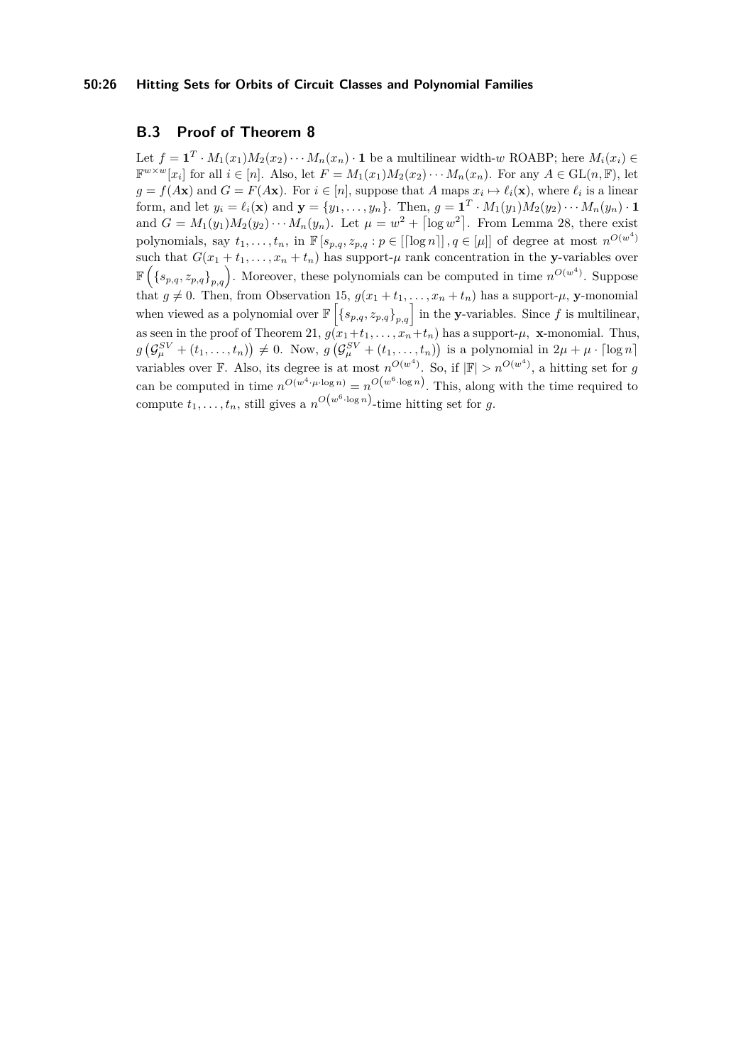## B.3 Proof of Theorem 8

Let $f = \mathbf{1}^T \cdot M_1(x_1)M_2(x_2)\cdots M_n(x_n) \cdot \mathbf{1}$ be a multilinear width-$w$ ROABP; here $M_i(x_i) \in \mathbb{F}^{w\times w}[x_i]$ for all $i \in [n]$. Also, let $F = M_1(x_1)M_2(x_2)\cdots M_n(x_n)$. For any $A \in \mathrm{GL}(n, \mathbb{F})$, let $g = f(A\mathbf{x})$ and $G = F(A\mathbf{x})$. For $i \in [n]$, suppose that $A$ maps $x_i \mapsto \ell_i(\mathbf{x})$, where $\ell_i$ is a linear form, and let $y_i = \ell_i(\mathbf{x})$ and $\mathbf{y} = \{y_1, \ldots, y_n\}$. Then, $g = \mathbf{1}^T \cdot M_1(y_1)M_2(y_2)\cdots M_n(y_n) \cdot \mathbf{1}$ and $G = M_1(y_1)M_2(y_2)\cdots M_n(y_n)$. Let $\mu = w^2 + \lceil \log w^2 \rceil$. From Lemma 28, there exist polynomials, say $t_1, \ldots, t_n$, in $\mathbb{F}[s_{p,q}, z_{p,q} : p \in [\lceil \log n \rceil], q \in [\mu]]$ of degree at most $n^{O(w^4)}$ such that $G(x_1 + t_1, \ldots, x_n + t_n)$ has support-$\mu$ rank concentration in the $\mathbf{y}$-variables over $\mathbb{F}\left(\{s_{p,q}, z_{p,q}\}_{p,q}\right)$. Moreover, these polynomials can be computed in time $n^{O(w^4)}$. Suppose that $g \neq 0$. Then, from Observation 15, $g(x_1 + t_1, \ldots, x_n + t_n)$ has a support-$\mu$, $\mathbf{y}$-monomial when viewed as a polynomial over $\mathbb{F}\left[\{s_{p,q}, z_{p,q}\}_{p,q}\right]$ in the $\mathbf{y}$-variables. Since $f$ is multilinear, as seen in the proof of Theorem 21, $g(x_1+t_1, \ldots, x_n+t_n)$ has a support-$\mu$, $\mathbf{x}$-monomial. Thus, $g\left(\mathcal{G}^{SV}_{\mu} + (t_1, \ldots, t_n)\right) \neq 0$. Now, $g\left(\mathcal{G}^{SV}_{\mu} + (t_1, \ldots, t_n)\right)$ is a polynomial in $2\mu + \mu \cdot \lceil \log n \rceil$ variables over $\mathbb{F}$. Also, its degree is at most $n^{O(w^4)}$. So, if $|\mathbb{F}| > n^{O(w^4)}$, a hitting set for $g$ can be computed in time $n^{O(w^4 \cdot \mu \cdot \log n)} = n^{O\left(w^6 \cdot \log n\right)}$. This, along with the time required to compute $t_1, \ldots, t_n$, still gives a $n^{O\left(w^6 \cdot \log n\right)}$-time hitting set for $g$.